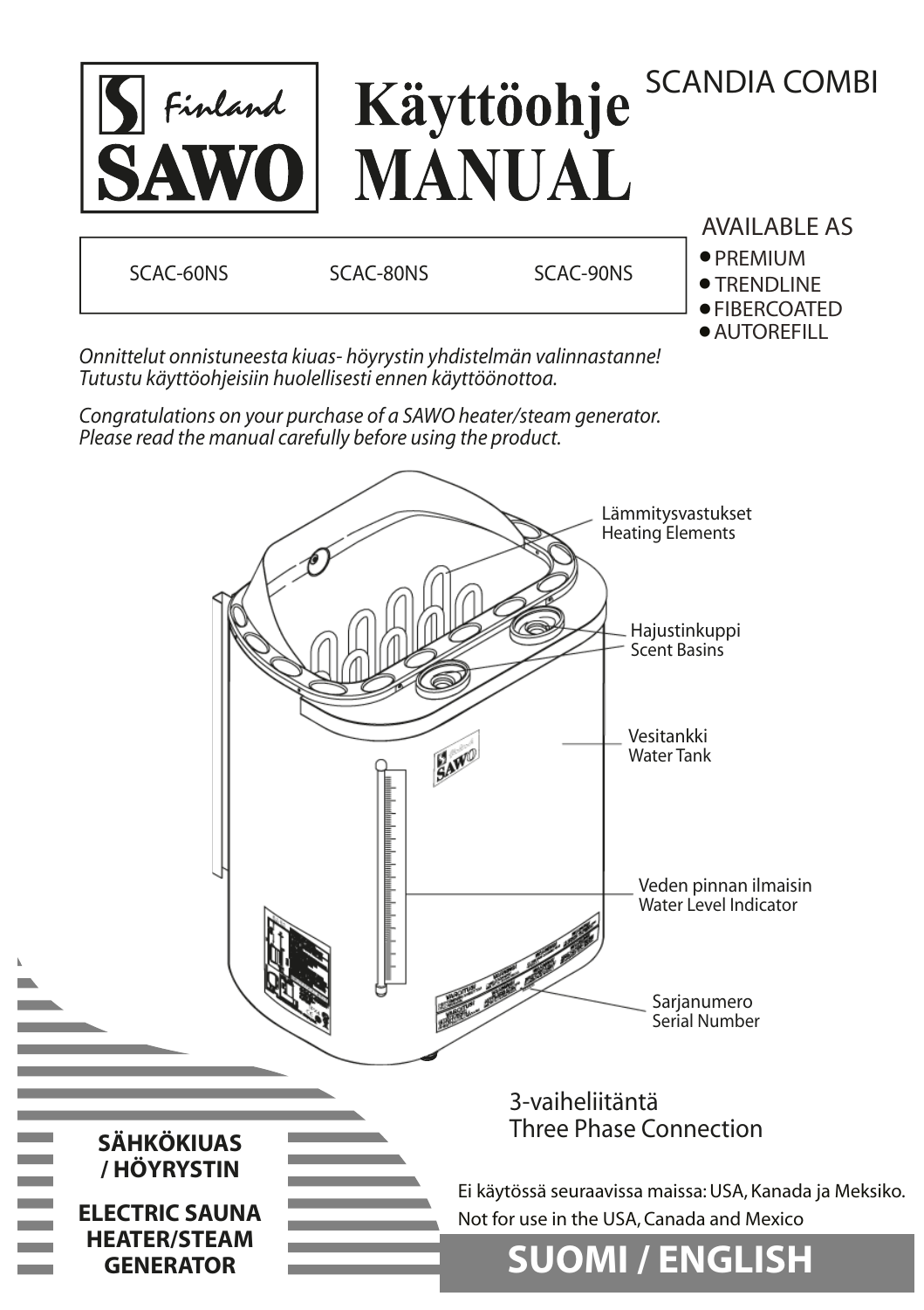# SAWO Finland

# Käyttöohje MANUAL

SCANDIA COMBI

| SCAC-60NS | SCAC-80NS | SCAC-90NS |
|---|---|---|

AVAILABLE AS

- PREMIUM
- TRENDLINE
- FIBERCOATED
- AUTOREFILL

*Onnittelut onnistuneesta kiuas- höyrystin yhdistelmän valinnastanne! Tutustu käyttöohjeisiin huolellisesti ennen käyttöönottoa.*

*Congratulations on your purchase of a SAWO heater/steam generator. Please read the manual carefully before using the product.*

Lämmitysvastukset
Heating Elements

Hajustinkuppi
Scent Basins

Vesitankki
Water Tank

Veden pinnan ilmaisin
Water Level Indicator

Sarjanumero
Serial Number

3-vaiheliitäntä
Three Phase Connection

**SÄHKÖKIUAS / HÖYRYSTIN**

**ELECTRIC SAUNA HEATER/STEAM GENERATOR**

Ei käytössä seuraavissa maissa: USA, Kanada ja Meksiko.
Not for use in the USA, Canada and Mexico

**SUOMI / ENGLISH**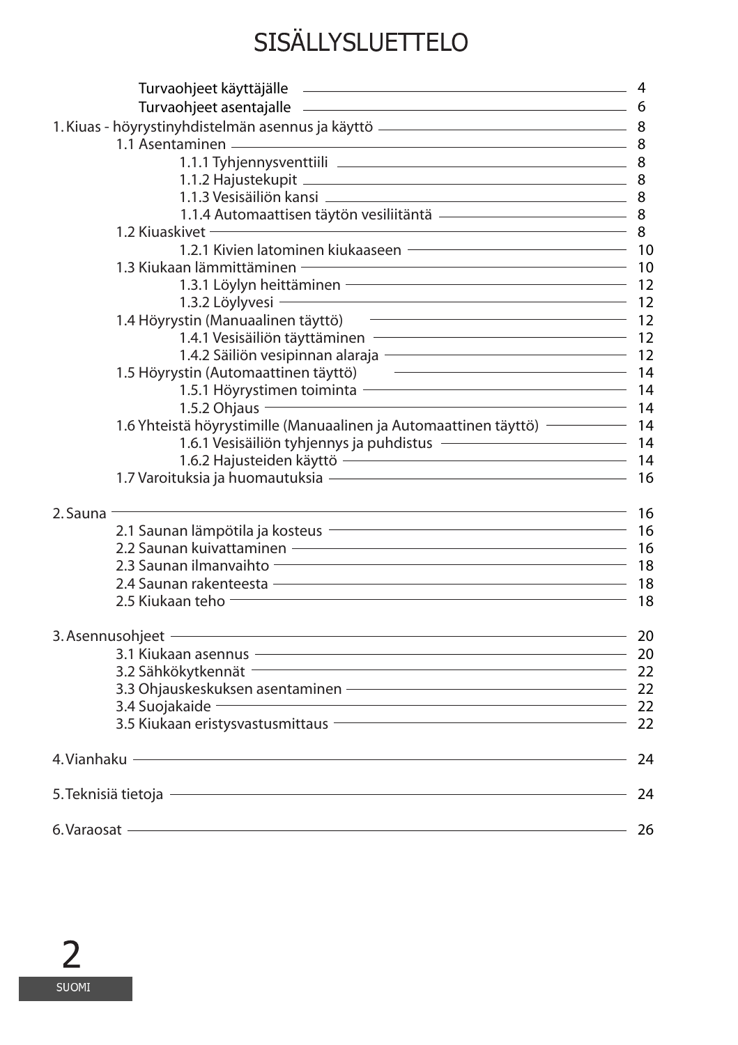# SISÄLLYSLUETTELO

- Turvaohjeet käyttäjälle — 4
- Turvaohjeet asentajalle — 6

1. Kiuas - höyrystinyhdistelmän asennus ja käyttö — 8
   - 1.1 Asentaminen — 8
     - 1.1.1 Tyhjennysventtiili — 8
     - 1.1.2 Hajustekupit — 8
     - 1.1.3 Vesisäiliön kansi — 8
     - 1.1.4 Automaattisen täytön vesiliitäntä — 8
   - 1.2 Kiuaskivet — 8
     - 1.2.1 Kivien latominen kiukaaseen — 10
   - 1.3 Kiukaan lämmittäminen — 10
     - 1.3.1 Löylyn heittäminen — 12
     - 1.3.2 Löylyvesi — 12
   - 1.4 Höyrystin (Manuaalinen täyttö) — 12
     - 1.4.1 Vesisäiliön täyttäminen — 12
     - 1.4.2 Säiliön vesipinnan alaraja — 12
   - 1.5 Höyrystin (Automaattinen täyttö) — 14
     - 1.5.1 Höyrystimen toiminta — 14
     - 1.5.2 Ohjaus — 14
   - 1.6 Yhteistä höyrystimille (Manuaalinen ja Automaattinen täyttö) — 14
     - 1.6.1 Vesisäiliön tyhjennys ja puhdistus — 14
     - 1.6.2 Hajusteiden käyttö — 14
   - 1.7 Varoituksia ja huomautuksia — 16

2. Sauna — 16
   - 2.1 Saunan lämpötila ja kosteus — 16
   - 2.2 Saunan kuivattaminen — 16
   - 2.3 Saunan ilmanvaihto — 18
   - 2.4 Saunan rakenteesta — 18
   - 2.5 Kiukaan teho — 18

3. Asennusohjeet — 20
   - 3.1 Kiukaan asennus — 20
   - 3.2 Sähkökytkennät — 22
   - 3.3 Ohjauskeskuksen asentaminen — 22
   - 3.4 Suojakaide — 22
   - 3.5 Kiukaan eristysvastusmittaus — 22

4. Vianhaku — 24

5. Teknisiä tietoja — 24

6. Varaosat — 26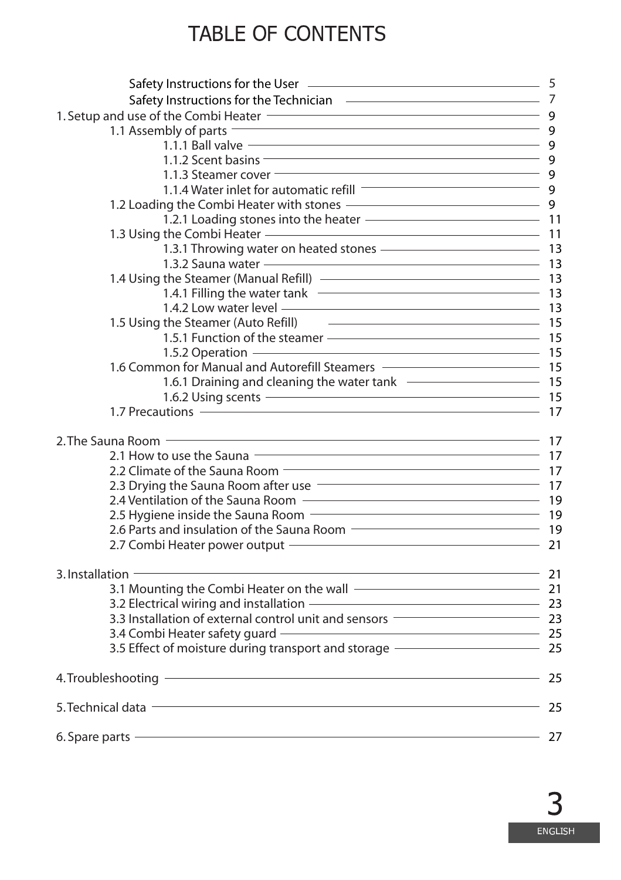# TABLE OF CONTENTS

| | |
|---|---|
| Safety Instructions for the User | 5 |
| Safety Instructions for the Technician | 7 |
| 1. Setup and use of the Combi Heater | 9 |
| 1.1 Assembly of parts | 9 |
| 1.1.1 Ball valve | 9 |
| 1.1.2 Scent basins | 9 |
| 1.1.3 Steamer cover | 9 |
| 1.1.4 Water inlet for automatic refill | 9 |
| 1.2 Loading the Combi Heater with stones | 9 |
| 1.2.1 Loading stones into the heater | 11 |
| 1.3 Using the Combi Heater | 11 |
| 1.3.1 Throwing water on heated stones | 13 |
| 1.3.2 Sauna water | 13 |
| 1.4 Using the Steamer (Manual Refill) | 13 |
| 1.4.1 Filling the water tank | 13 |
| 1.4.2 Low water level | 13 |
| 1.5 Using the Steamer (Auto Refill) | 15 |
| 1.5.1 Function of the steamer | 15 |
| 1.5.2 Operation | 15 |
| 1.6 Common for Manual and Autorefill Steamers | 15 |
| 1.6.1 Draining and cleaning the water tank | 15 |
| 1.6.2 Using scents | 15 |
| 1.7 Precautions | 17 |
| 2. The Sauna Room | 17 |
| 2.1 How to use the Sauna | 17 |
| 2.2 Climate of the Sauna Room | 17 |
| 2.3 Drying the Sauna Room after use | 17 |
| 2.4 Ventilation of the Sauna Room | 19 |
| 2.5 Hygiene inside the Sauna Room | 19 |
| 2.6 Parts and insulation of the Sauna Room | 19 |
| 2.7 Combi Heater power output | 21 |
| 3. Installation | 21 |
| 3.1 Mounting the Combi Heater on the wall | 21 |
| 3.2 Electrical wiring and installation | 23 |
| 3.3 Installation of external control unit and sensors | 23 |
| 3.4 Combi Heater safety guard | 25 |
| 3.5 Effect of moisture during transport and storage | 25 |
| 4. Troubleshooting | 25 |
| 5. Technical data | 25 |
| 6. Spare parts | 27 |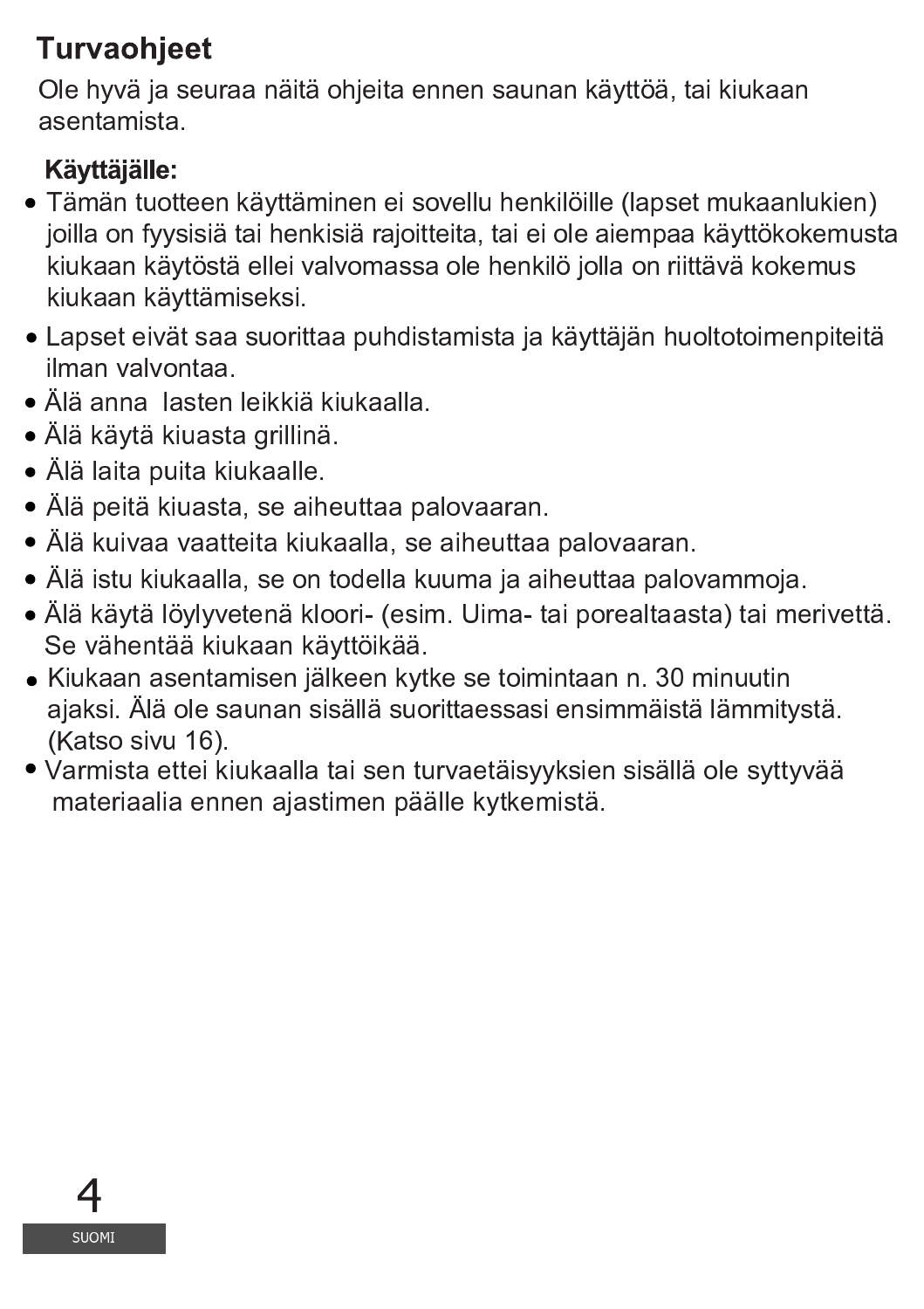## Turvaohjeet

Ole hyvä ja seuraa näitä ohjeita ennen saunan käyttöä, tai kiukaan asentamista.

**Käyttäjälle:**

- Tämän tuotteen käyttäminen ei sovellu henkilöille (lapset mukaanlukien) joilla on fyysisiä tai henkisiä rajoitteita, tai ei ole aiempaa käyttökokemusta kiukaan käytöstä ellei valvomassa ole henkilö jolla on riittävä kokemus kiukaan käyttämiseksi.
- Lapset eivät saa suorittaa puhdistamista ja käyttäjän huoltotoimenpiteitä ilman valvontaa.
- Älä anna lasten leikkiä kiukaalla.
- Älä käytä kiuasta grillinä.
- Älä laita puita kiukaalle.
- Älä peitä kiuasta, se aiheuttaa palovaaran.
- Älä kuivaa vaatteita kiukaalla, se aiheuttaa palovaaran.
- Älä istu kiukaalla, se on todella kuuma ja aiheuttaa palovammoja.
- Älä käytä löylyvetenä kloori- (esim. Uima- tai porealtaasta) tai merivettä. Se vähentää kiukaan käyttöikää.
- Kiukaan asentamisen jälkeen kytke se toimintaan n. 30 minuutin ajaksi. Älä ole saunan sisällä suorittaessasi ensimmäistä lämmitystä. (Katso sivu 16).
- Varmista ettei kiukaalla tai sen turvaetäisyyksien sisällä ole syttyvää materiaalia ennen ajastimen päälle kytkemistä.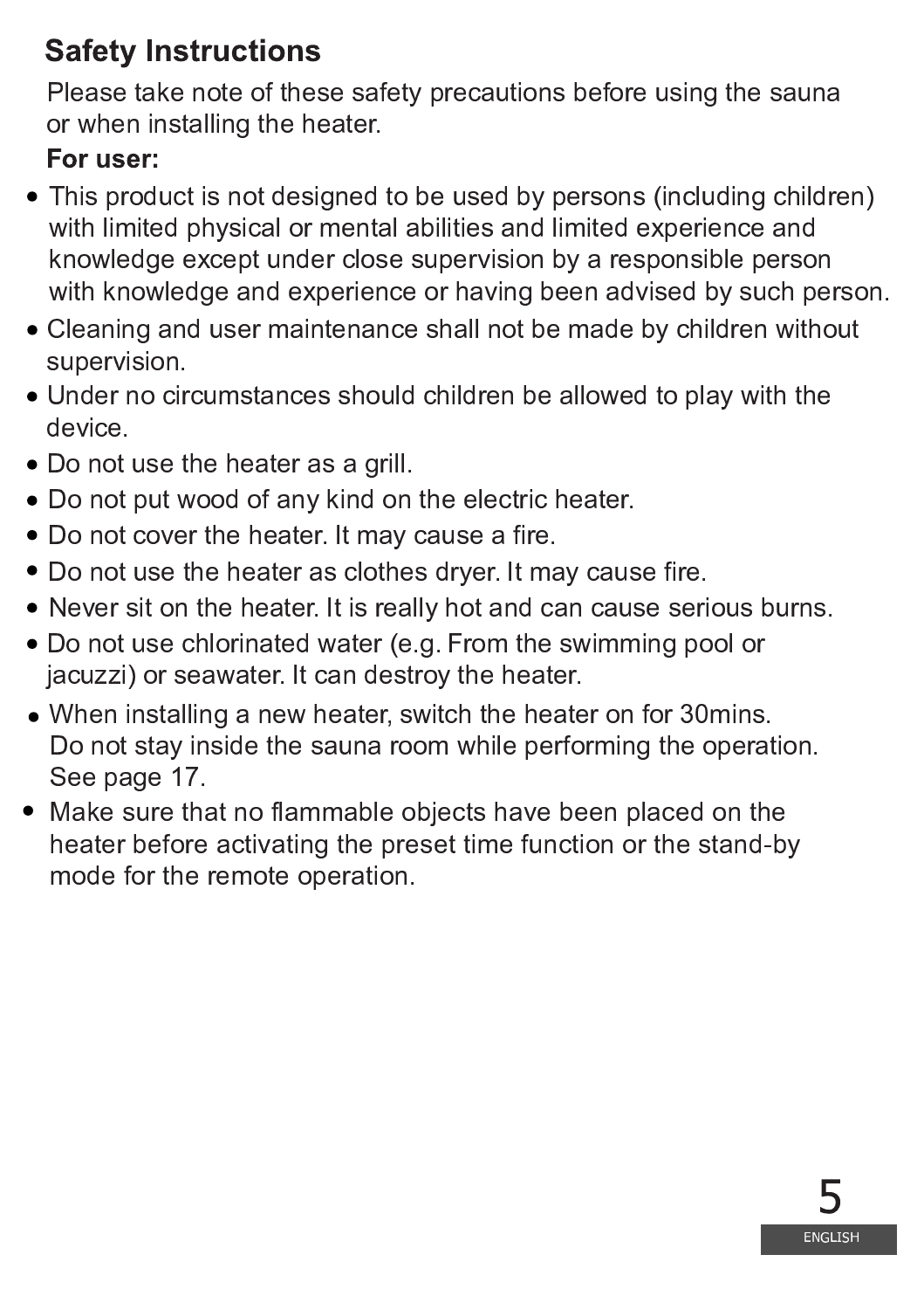## Safety Instructions

Please take note of these safety precautions before using the sauna or when installing the heater.

**For user:**

- This product is not designed to be used by persons (including children) with limited physical or mental abilities and limited experience and knowledge except under close supervision by a responsible person with knowledge and experience or having been advised by such person.
- Cleaning and user maintenance shall not be made by children without supervision.
- Under no circumstances should children be allowed to play with the device.
- Do not use the heater as a grill.
- Do not put wood of any kind on the electric heater.
- Do not cover the heater. It may cause a fire.
- Do not use the heater as clothes dryer. It may cause fire.
- Never sit on the heater. It is really hot and can cause serious burns.
- Do not use chlorinated water (e.g. From the swimming pool or jacuzzi) or seawater. It can destroy the heater.
- When installing a new heater, switch the heater on for 30mins. Do not stay inside the sauna room while performing the operation. See page 17.
- Make sure that no flammable objects have been placed on the heater before activating the preset time function or the stand-by mode for the remote operation.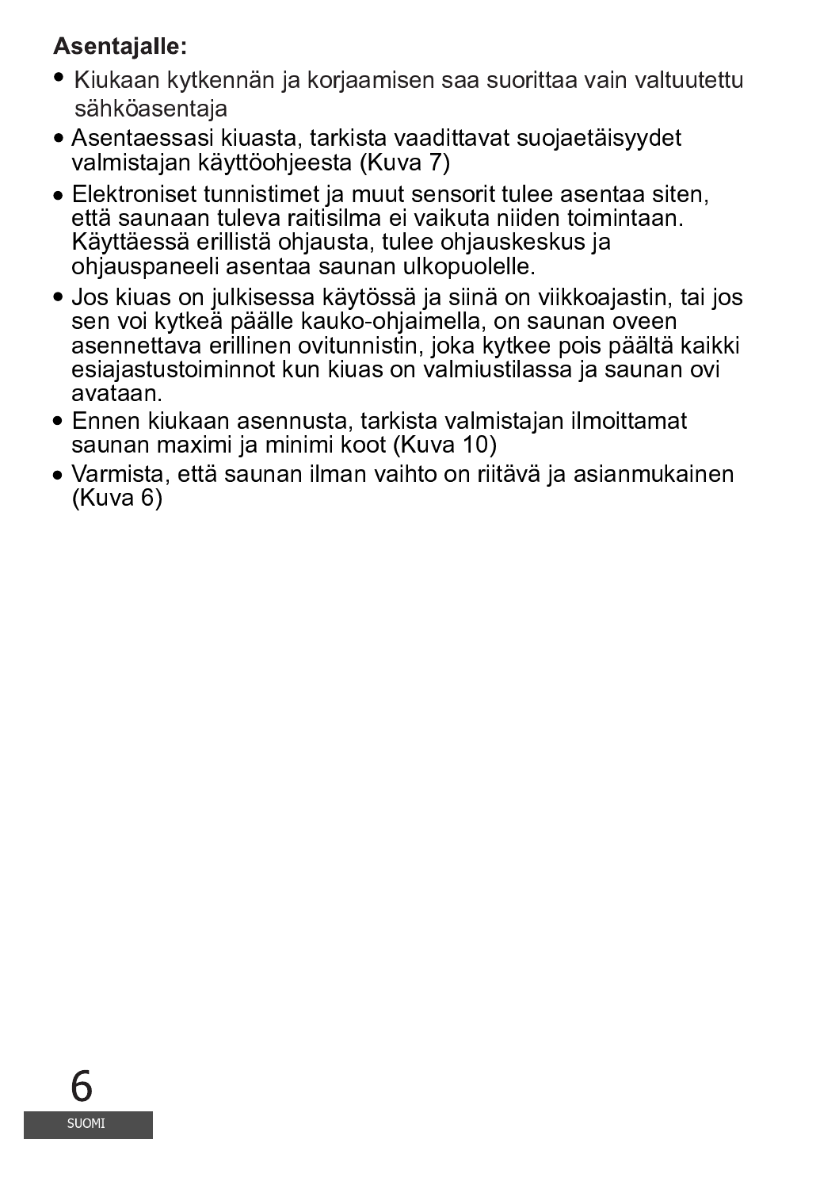**Asentajalle:**

- Kiukaan kytkennän ja korjaamisen saa suorittaa vain valtuutettu sähköasentaja
- Asentaessasi kiuasta, tarkista vaadittavat suojaetäisyydet valmistajan käyttöohjeesta (Kuva 7)
- Elektroniset tunnistimet ja muut sensorit tulee asentaa siten, että saunaan tuleva raitisilma ei vaikuta niiden toimintaan. Käyttäessä erillistä ohjausta, tulee ohjauskeskus ja ohjauspaneeli asentaa saunan ulkopuolelle.
- Jos kiuas on julkisessa käytössä ja siinä on viikkoajastin, tai jos sen voi kytkeä päälle kauko-ohjaimella, on saunan oveen asennettava erillinen ovitunnistin, joka kytkee pois päältä kaikki esiajastustoiminnot kun kiuas on valmiustilassa ja saunan ovi avataan.
- Ennen kiukaan asennusta, tarkista valmistajan ilmoittamat saunan maximi ja minimi koot (Kuva 10)
- Varmista, että saunan ilman vaihto on riitävä ja asianmukainen (Kuva 6)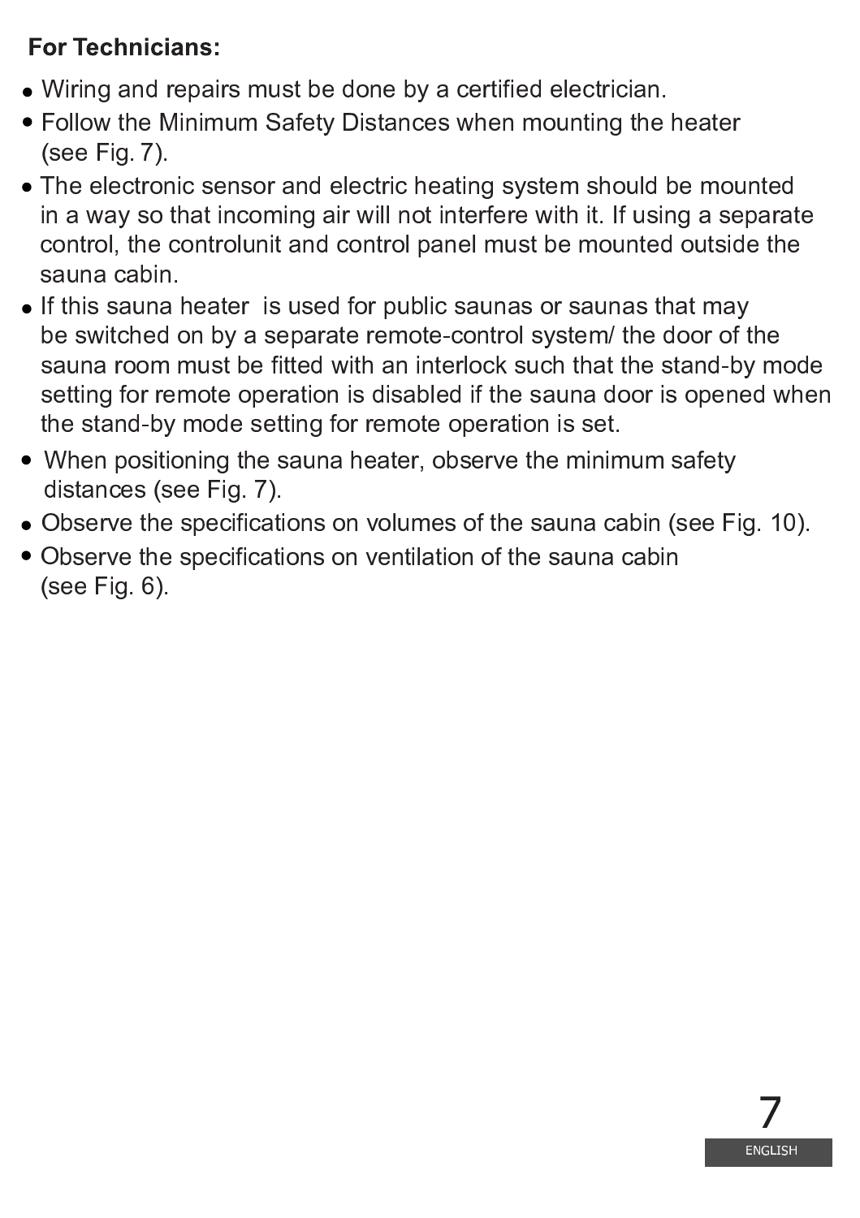**For Technicians:**

- Wiring and repairs must be done by a certified electrician.
- Follow the Minimum Safety Distances when mounting the heater (see Fig. 7).
- The electronic sensor and electric heating system should be mounted in a way so that incoming air will not interfere with it. If using a separate control, the controlunit and control panel must be mounted outside the sauna cabin.
- If this sauna heater  is used for public saunas or saunas that may be switched on by a separate remote-control system/ the door of the sauna room must be fitted with an interlock such that the stand-by mode setting for remote operation is disabled if the sauna door is opened when the stand-by mode setting for remote operation is set.
- When positioning the sauna heater, observe the minimum safety distances (see Fig. 7).
- Observe the specifications on volumes of the sauna cabin (see Fig. 10).
- Observe the specifications on ventilation of the sauna cabin (see Fig. 6).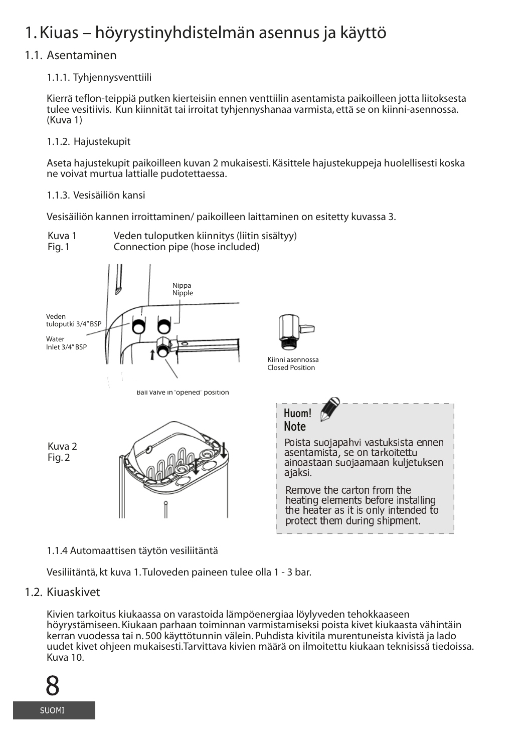# 1. Kiuas – höyrystinyhdistelmän asennus ja käyttö

## 1.1. Asentaminen

### 1.1.1. Tyhjennysventtiili

Kierrä teflon-teippiä putken kierteisiin ennen venttiilin asentamista paikoilleen jotta liitoksesta tulee vesitiivis. Kun kiinnität tai irroitat tyhjennyshanaa varmista, että se on kiinni-asennossa. (Kuva 1)

### 1.1.2. Hajustekupit

Aseta hajustekupit paikoilleen kuvan 2 mukaisesti. Käsittele hajustekuppeja huolellisesti koska ne voivat murtua lattialle pudotettaessa.

### 1.1.3. Vesisäiliön kansi

Vesisäiliön kannen irroittaminen/ paikoilleen laittaminen on esitetty kuvassa 3.

Kuva 1 Veden tuloputken kiinnitys (liitin sisältyy)
Fig. 1 Connection pipe (hose included)

Nippa
Nipple

Veden tuloputki 3/4" BSP
Water Inlet 3/4" BSP

Kiinni asennossa
Closed Position

Ball valve in "opened" position

Kuva 2
Fig. 2

**Huom!**
**Note**

Poista suojapahvi vastuksista ennen asentamista, se on tarkoitettu ainoastaan suojaamaan kuljetuksen ajaksi.

Remove the carton from the heating elements before installing the heater as it is only intended to protect them during shipment.

### 1.1.4 Automaattisen täytön vesiliitäntä

Vesiliitäntä, kt kuva 1. Tuloveden paineen tulee olla 1 - 3 bar.

## 1.2. Kiuaskivet

Kivien tarkoitus kiukaassa on varastoida lämpöenergiaa löylyveden tehokkaaseen höyrystämiseen. Kiukaan parhaan toiminnan varmistamiseksi poista kivet kiukaasta vähintäin kerran vuodessa tai n. 500 käyttötunnin välein. Puhdista kivitila murentuneista kivistä ja lado uudet kivet ohjeen mukaisesti.Tarvittava kivien määrä on ilmoitettu kiukaan teknisissä tiedoissa. Kuva 10.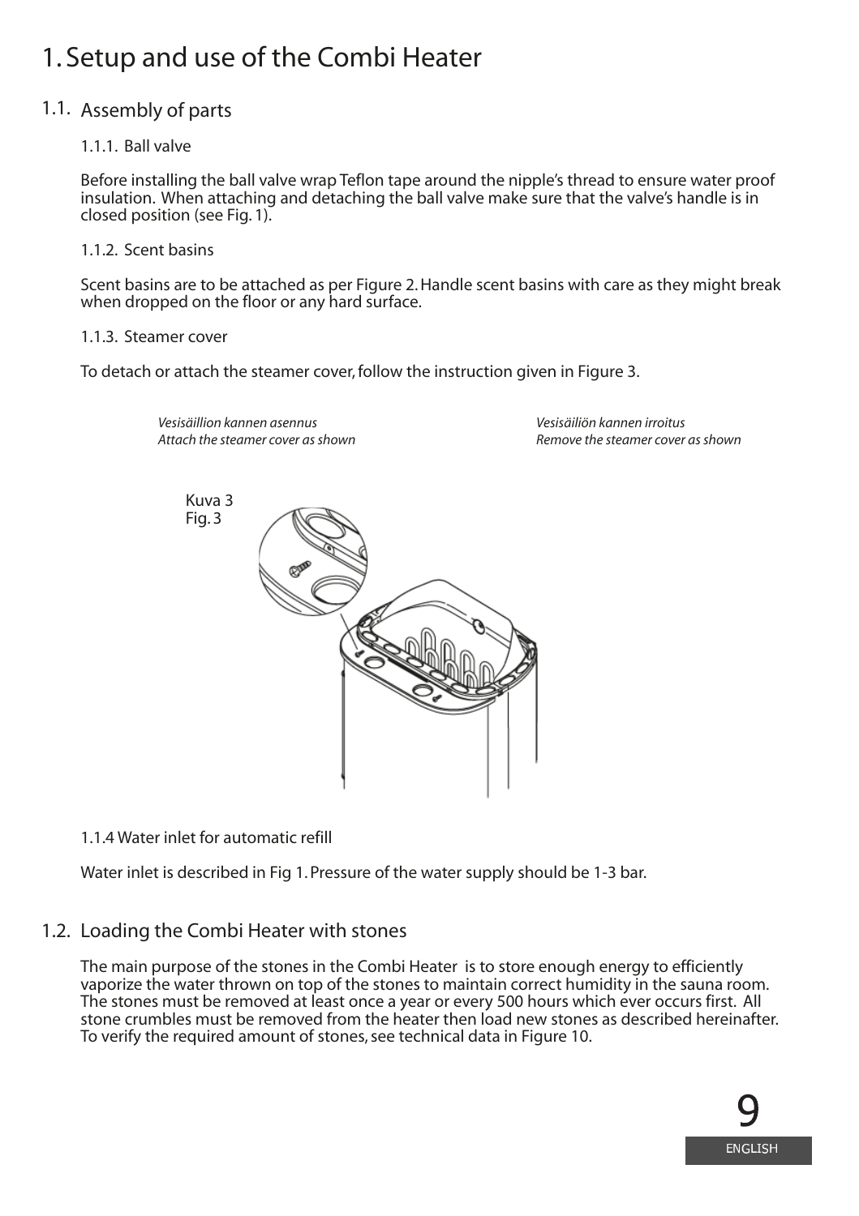# 1. Setup and use of the Combi Heater

## 1.1. Assembly of parts

### 1.1.1. Ball valve

Before installing the ball valve wrap Teflon tape around the nipple's thread to ensure water proof insulation. When attaching and detaching the ball valve make sure that the valve's handle is in closed position (see Fig. 1).

### 1.1.2. Scent basins

Scent basins are to be attached as per Figure 2. Handle scent basins with care as they might break when dropped on the floor or any hard surface.

### 1.1.3. Steamer cover

To detach or attach the steamer cover, follow the instruction given in Figure 3.

*Vesisäillion kannen asennus*
*Attach the steamer cover as shown*

*Vesisäiliön kannen irroitus*
*Remove the steamer cover as shown*

Kuva 3
Fig. 3

### 1.1.4 Water inlet for automatic refill

Water inlet is described in Fig 1. Pressure of the water supply should be 1-3 bar.

## 1.2. Loading the Combi Heater with stones

The main purpose of the stones in the Combi Heater is to store enough energy to efficiently vaporize the water thrown on top of the stones to maintain correct humidity in the sauna room. The stones must be removed at least once a year or every 500 hours which ever occurs first. All stone crumbles must be removed from the heater then load new stones as described hereinafter. To verify the required amount of stones, see technical data in Figure 10.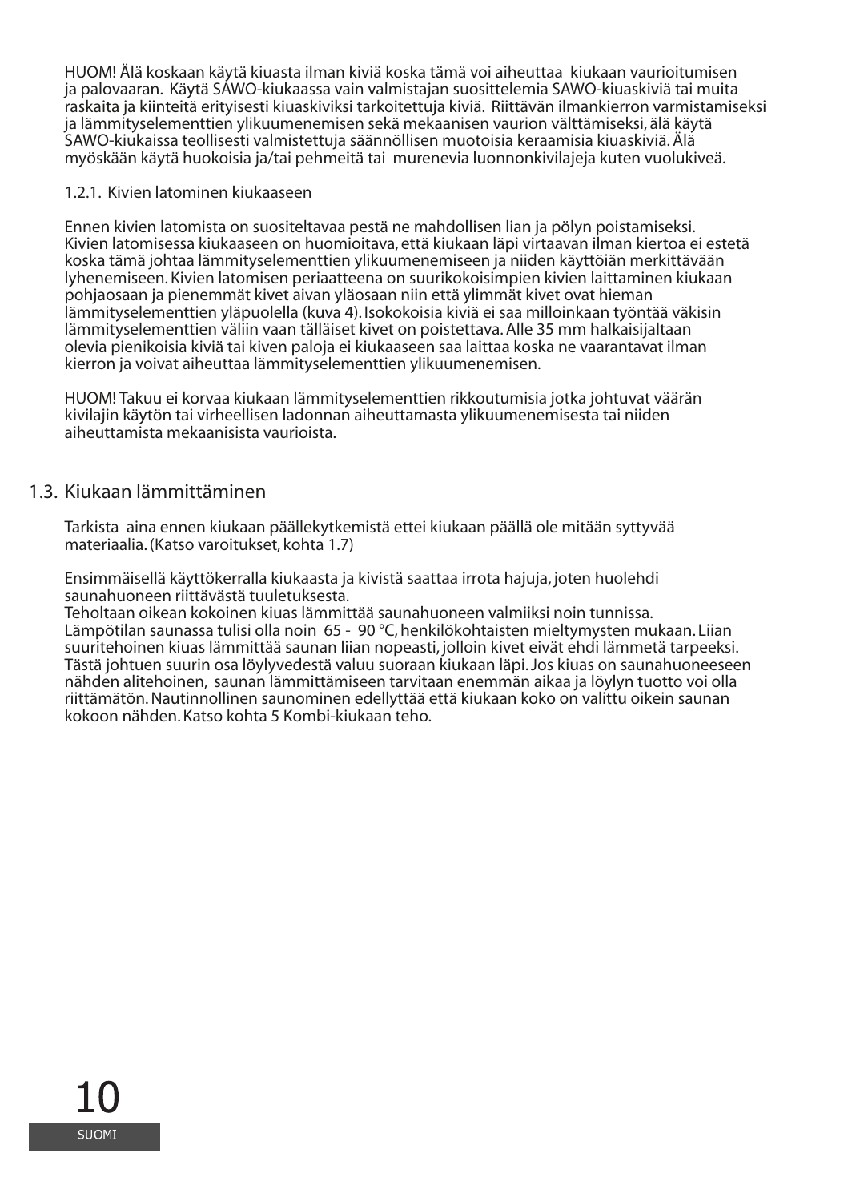HUOM! Älä koskaan käytä kiuasta ilman kiviä koska tämä voi aiheuttaa kiukaan vaurioitumisen ja palovaaran. Käytä SAWO-kiukaassa vain valmistajan suosittelemia SAWO-kiuaskiviä tai muita raskaita ja kiinteitä erityisesti kiuaskiviksi tarkoitettuja kiviä. Riittävän ilmankierron varmistamiseksi ja lämmityselementtien ylikuumenemisen sekä mekaanisen vaurion välttämiseksi, älä käytä SAWO-kiukaissa teollisesti valmistettuja säännöllisen muotoisia keraamisia kiuaskiviä. Älä myöskään käytä huokoisia ja/tai pehmeitä tai murenevia luonnonkivilajeja kuten vuolukiveä.

### 1.2.1. Kivien latominen kiukaaseen

Ennen kivien latomista on suositeltavaa pestä ne mahdollisen lian ja pölyn poistamiseksi. Kivien latomisessa kiukaaseen on huomioitava, että kiukaan läpi virtaavan ilman kiertoa ei estetä koska tämä johtaa lämmityselementtien ylikuumenemiseen ja niiden käyttöiän merkittävään lyhenemiseen. Kivien latomisen periaatteena on suurikokoisimpien kivien laittaminen kiukaan pohjaosaan ja pienemmät kivet aivan yläosaan niin että ylimmät kivet ovat hieman lämmityselementtien yläpuolella (kuva 4). Isokokoisia kiviä ei saa milloinkaan työntää väkisin lämmityselementtien väliin vaan tälläiset kivet on poistettava. Alle 35 mm halkaisijaltaan olevia pienikoisia kiviä tai kiven paloja ei kiukaaseen saa laittaa koska ne vaarantavat ilman kierron ja voivat aiheuttaa lämmityselementtien ylikuumenemisen.

HUOM! Takuu ei korvaa kiukaan lämmityselementtien rikkoutumisia jotka johtuvat väärän kivilajin käytön tai virheellisen ladonnan aiheuttamasta ylikuumenemisesta tai niiden aiheuttamista mekaanisista vaurioista.

## 1.3. Kiukaan lämmittäminen

Tarkista aina ennen kiukaan päällekytkemistä ettei kiukaan päällä ole mitään syttyvää materiaalia. (Katso varoitukset, kohta 1.7)

Ensimmäisellä käyttökerralla kiukaasta ja kivistä saattaa irrota hajuja, joten huolehdi saunahuoneen riittävästä tuuletuksesta.
Teholtaan oikean kokoinen kiuas lämmittää saunahuoneen valmiiksi noin tunnissa.
Lämpötilan saunassa tulisi olla noin 65 - 90 °C, henkilökohtaisten mieltymysten mukaan. Liian suuritehoinen kiuas lämmittää saunan liian nopeasti, jolloin kivet eivät ehdi lämmetä tarpeeksi. Tästä johtuen suurin osa löylyvedestä valuu suoraan kiukaan läpi. Jos kiuas on saunahuoneeseen nähden alitehoinen, saunan lämmittämiseen tarvitaan enemmän aikaa ja löylyn tuotto voi olla riittämätön. Nautinnollinen saunominen edellyttää että kiukaan koko on valittu oikein saunan kokoon nähden. Katso kohta 5 Kombi-kiukaan teho.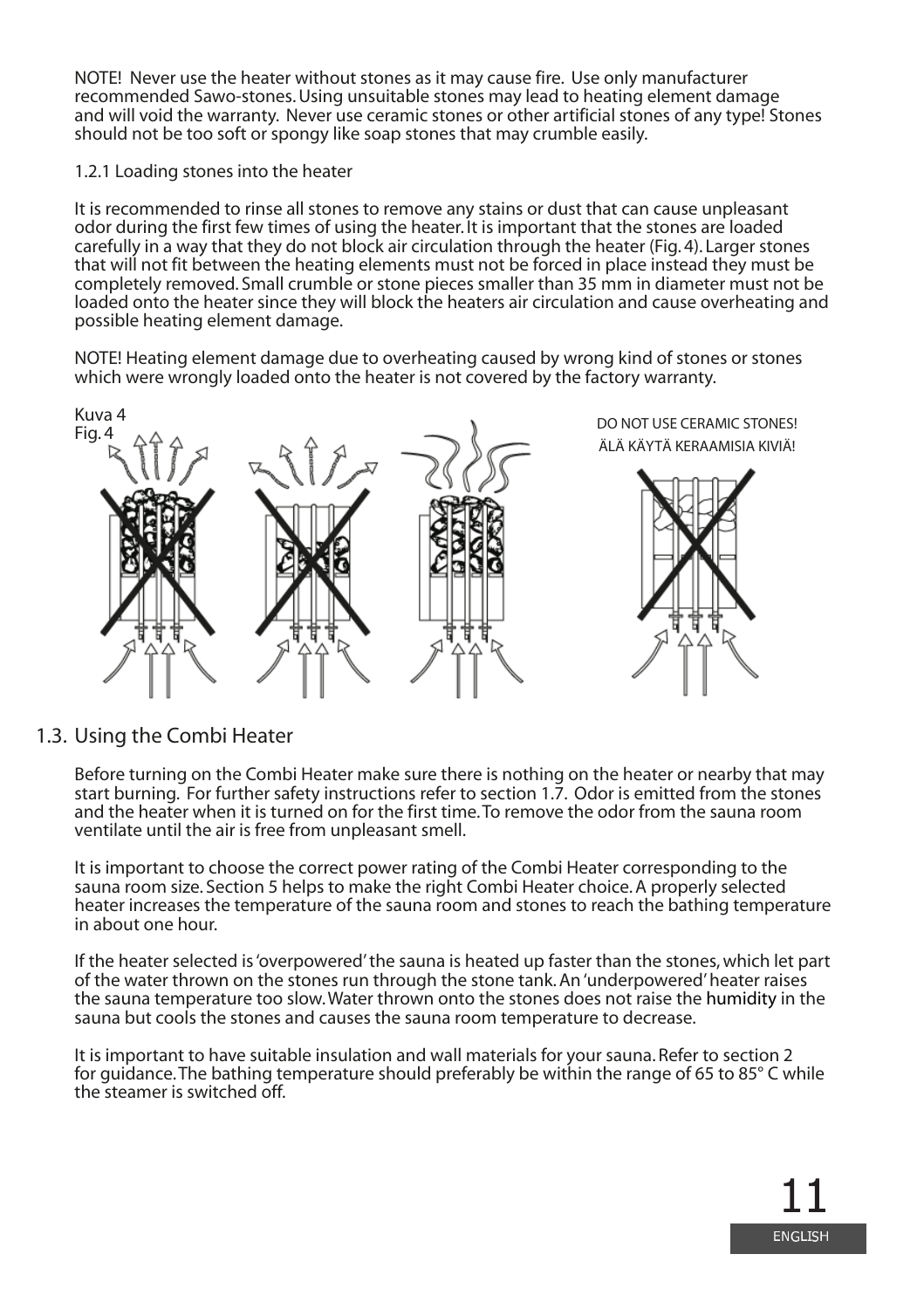NOTE! Never use the heater without stones as it may cause fire. Use only manufacturer recommended Sawo-stones. Using unsuitable stones may lead to heating element damage and will void the warranty. Never use ceramic stones or other artificial stones of any type! Stones should not be too soft or spongy like soap stones that may crumble easily.

1.2.1 Loading stones into the heater

It is recommended to rinse all stones to remove any stains or dust that can cause unpleasant odor during the first few times of using the heater. It is important that the stones are loaded carefully in a way that they do not block air circulation through the heater (Fig. 4). Larger stones that will not fit between the heating elements must not be forced in place instead they must be completely removed. Small crumble or stone pieces smaller than 35 mm in diameter must not be loaded onto the heater since they will block the heaters air circulation and cause overheating and possible heating element damage.

NOTE! Heating element damage due to overheating caused by wrong kind of stones or stones which were wrongly loaded onto the heater is not covered by the factory warranty.

Kuva 4
Fig. 4

DO NOT USE CERAMIC STONES!
ÄLÄ KÄYTÄ KERAAMISIA KIVIÄ!

## 1.3. Using the Combi Heater

Before turning on the Combi Heater make sure there is nothing on the heater or nearby that may start burning. For further safety instructions refer to section 1.7. Odor is emitted from the stones and the heater when it is turned on for the first time. To remove the odor from the sauna room ventilate until the air is free from unpleasant smell.

It is important to choose the correct power rating of the Combi Heater corresponding to the sauna room size. Section 5 helps to make the right Combi Heater choice. A properly selected heater increases the temperature of the sauna room and stones to reach the bathing temperature in about one hour.

If the heater selected is 'overpowered' the sauna is heated up faster than the stones, which let part of the water thrown on the stones run through the stone tank. An 'underpowered' heater raises the sauna temperature too slow. Water thrown onto the stones does not raise the humidity in the sauna but cools the stones and causes the sauna room temperature to decrease.

It is important to have suitable insulation and wall materials for your sauna. Refer to section 2 for guidance. The bathing temperature should preferably be within the range of 65 to 85° C while the steamer is switched off.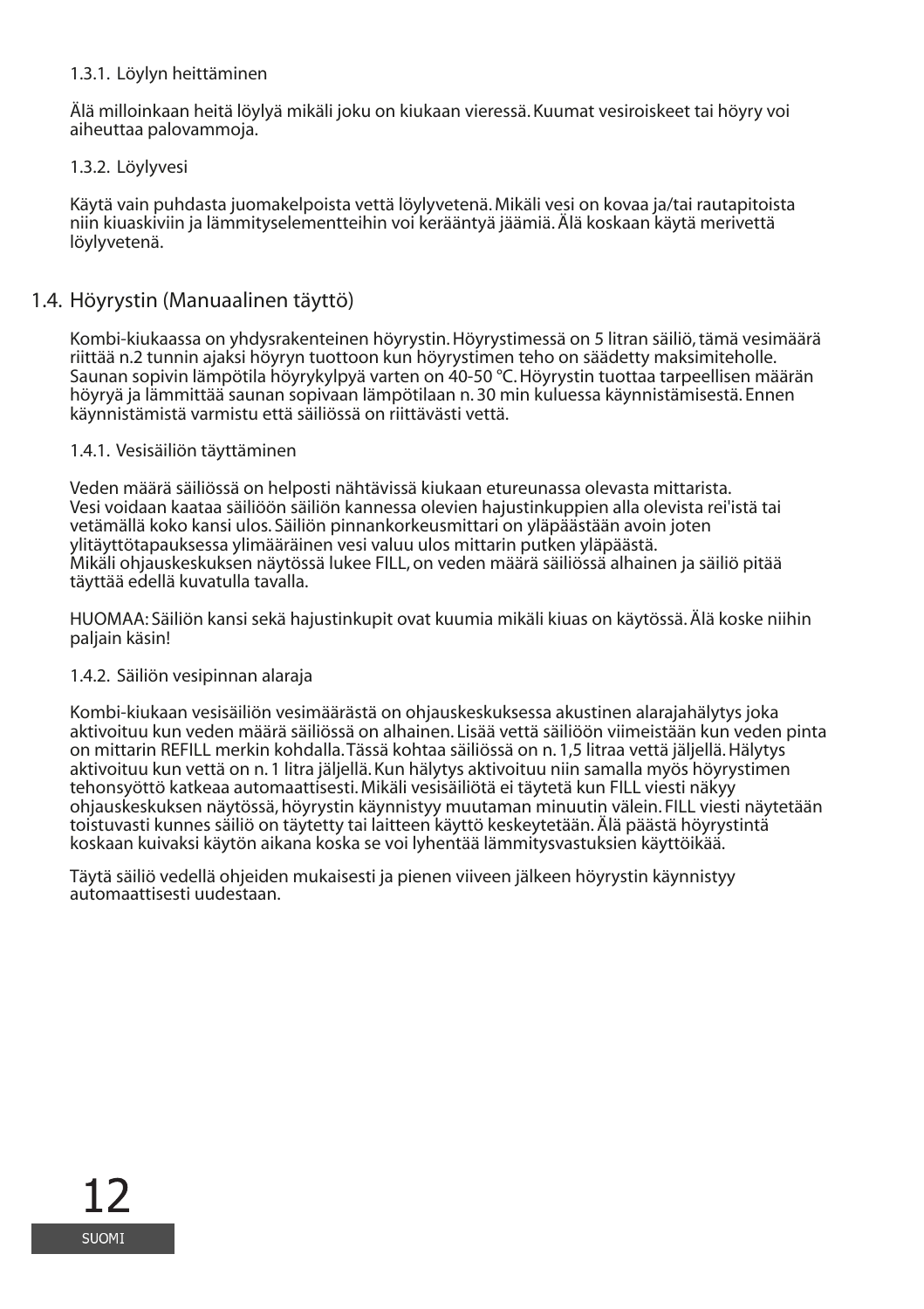#### 1.3.1. Löylyn heittäminen

Älä milloinkaan heitä löylyä mikäli joku on kiukaan vieressä. Kuumat vesiroiskeet tai höyry voi aiheuttaa palovammoja.

#### 1.3.2. Löylyvesi

Käytä vain puhdasta juomakelpoista vettä löylyvetenä. Mikäli vesi on kovaa ja/tai rautapitoista niin kiuaskiviin ja lämmityselementteihin voi kerääntyä jäämiä. Älä koskaan käytä merivettä löylyvetenä.

### 1.4. Höyrystin (Manuaalinen täyttö)

Kombi-kiukaassa on yhdysrakenteinen höyrystin. Höyrystimessä on 5 litran säiliö, tämä vesimäärä riittää n.2 tunnin ajaksi höyryn tuottoon kun höyrystimen teho on säädetty maksimiteholle. Saunan sopivin lämpötila höyrykylpyä varten on 40-50 °C. Höyrystin tuottaa tarpeellisen määrän höyryä ja lämmittää saunan sopivaan lämpötilaan n. 30 min kuluessa käynnistämisestä. Ennen käynnistämistä varmistu että säiliössä on riittävästi vettä.

#### 1.4.1. Vesisäiliön täyttäminen

Veden määrä säiliössä on helposti nähtävissä kiukaan etureunassa olevasta mittarista.
Vesi voidaan kaataa säiliöön säiliön kannessa olevien hajustinkuppien alla olevista rei'istä tai vetämällä koko kansi ulos. Säiliön pinnankorkeusmittari on yläpäästään avoin joten ylitäyttötapauksessa ylimääräinen vesi valuu ulos mittarin putken yläpäästä.
Mikäli ohjauskeskuksen näytössä lukee FILL, on veden määrä säiliössä alhainen ja säiliö pitää täyttää edellä kuvatulla tavalla.

HUOMAA: Säiliön kansi sekä hajustinkupit ovat kuumia mikäli kiuas on käytössä. Älä koske niihin paljain käsin!

#### 1.4.2. Säiliön vesipinnan alaraja

Kombi-kiukaan vesisäiliön vesimäärästä on ohjauskeskuksessa akustinen alarajahälytys joka aktivoituu kun veden määrä säiliössä on alhainen. Lisää vettä säiliöön viimeistään kun veden pinta on mittarin REFILL merkin kohdalla. Tässä kohtaa säiliössä on n. 1,5 litraa vettä jäljellä. Hälytys aktivoituu kun vettä on n. 1 litra jäljellä. Kun hälytys aktivoituu niin samalla myös höyrystimen tehonsyöttö katkeaa automaattisesti. Mikäli vesisäiliötä ei täytetä kun FILL viesti näkyy ohjauskeskuksen näytössä, höyrystin käynnistyy muutaman minuutin välein. FILL viesti näytetään toistuvasti kunnes säiliö on täytetty tai laitteen käyttö keskeytetään. Älä päästä höyrystintä koskaan kuivaksi käytön aikana koska se voi lyhentää lämmitysvastuksien käyttöikää.

Täytä säiliö vedellä ohjeiden mukaisesti ja pienen viiveen jälkeen höyrystin käynnistyy automaattisesti uudestaan.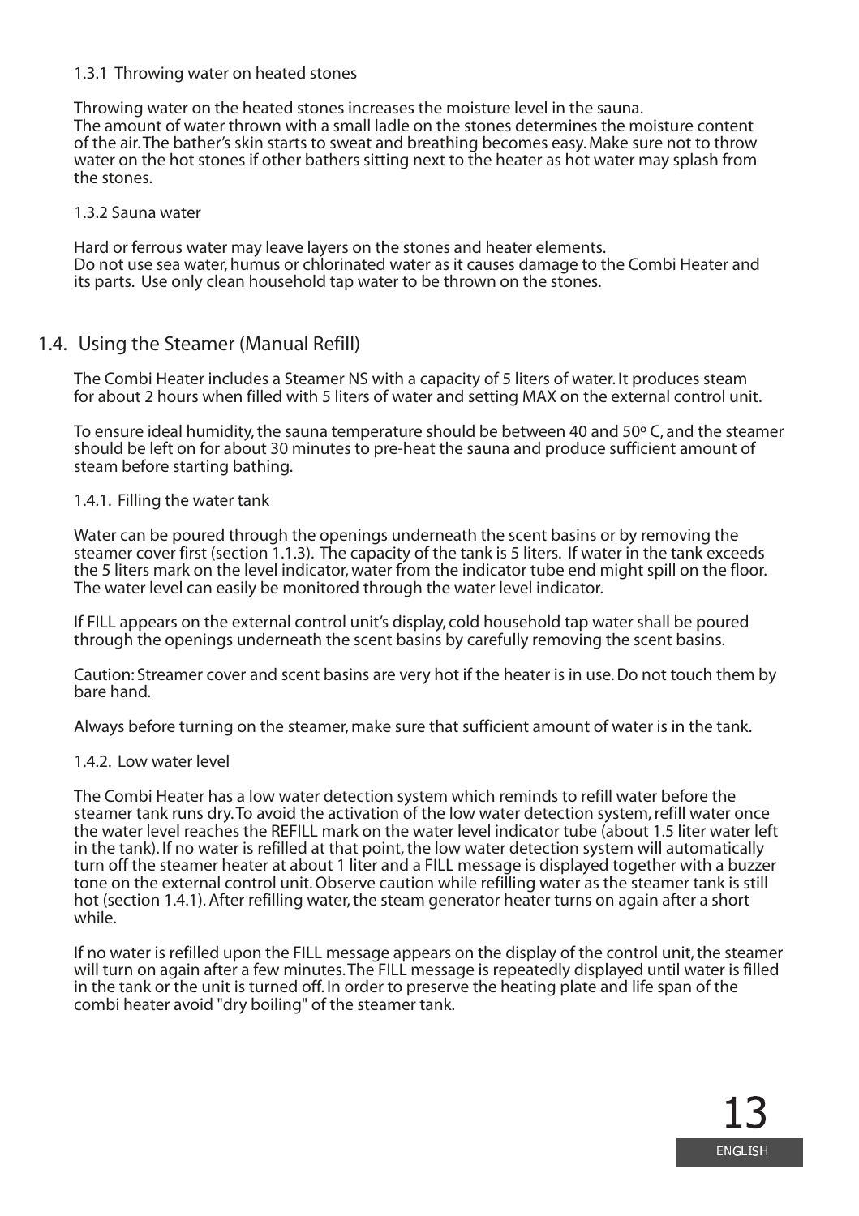### 1.3.1 Throwing water on heated stones

Throwing water on the heated stones increases the moisture level in the sauna.
The amount of water thrown with a small ladle on the stones determines the moisture content of the air. The bather's skin starts to sweat and breathing becomes easy. Make sure not to throw water on the hot stones if other bathers sitting next to the heater as hot water may splash from the stones.

### 1.3.2 Sauna water

Hard or ferrous water may leave layers on the stones and heater elements.
Do not use sea water, humus or chlorinated water as it causes damage to the Combi Heater and its parts. Use only clean household tap water to be thrown on the stones.

## 1.4. Using the Steamer (Manual Refill)

The Combi Heater includes a Steamer NS with a capacity of 5 liters of water. It produces steam for about 2 hours when filled with 5 liters of water and setting MAX on the external control unit.

To ensure ideal humidity, the sauna temperature should be between 40 and 50º C, and the steamer should be left on for about 30 minutes to pre-heat the sauna and produce sufficient amount of steam before starting bathing.

### 1.4.1. Filling the water tank

Water can be poured through the openings underneath the scent basins or by removing the steamer cover first (section 1.1.3). The capacity of the tank is 5 liters. If water in the tank exceeds the 5 liters mark on the level indicator, water from the indicator tube end might spill on the floor. The water level can easily be monitored through the water level indicator.

If FILL appears on the external control unit's display, cold household tap water shall be poured through the openings underneath the scent basins by carefully removing the scent basins.

Caution: Streamer cover and scent basins are very hot if the heater is in use. Do not touch them by bare hand.

Always before turning on the steamer, make sure that sufficient amount of water is in the tank.

### 1.4.2. Low water level

The Combi Heater has a low water detection system which reminds to refill water before the steamer tank runs dry. To avoid the activation of the low water detection system, refill water once the water level reaches the REFILL mark on the water level indicator tube (about 1.5 liter water left in the tank). If no water is refilled at that point, the low water detection system will automatically turn off the steamer heater at about 1 liter and a FILL message is displayed together with a buzzer tone on the external control unit. Observe caution while refilling water as the steamer tank is still hot (section 1.4.1). After refilling water, the steam generator heater turns on again after a short while.

If no water is refilled upon the FILL message appears on the display of the control unit, the steamer will turn on again after a few minutes. The FILL message is repeatedly displayed until water is filled in the tank or the unit is turned off. In order to preserve the heating plate and life span of the combi heater avoid "dry boiling" of the steamer tank.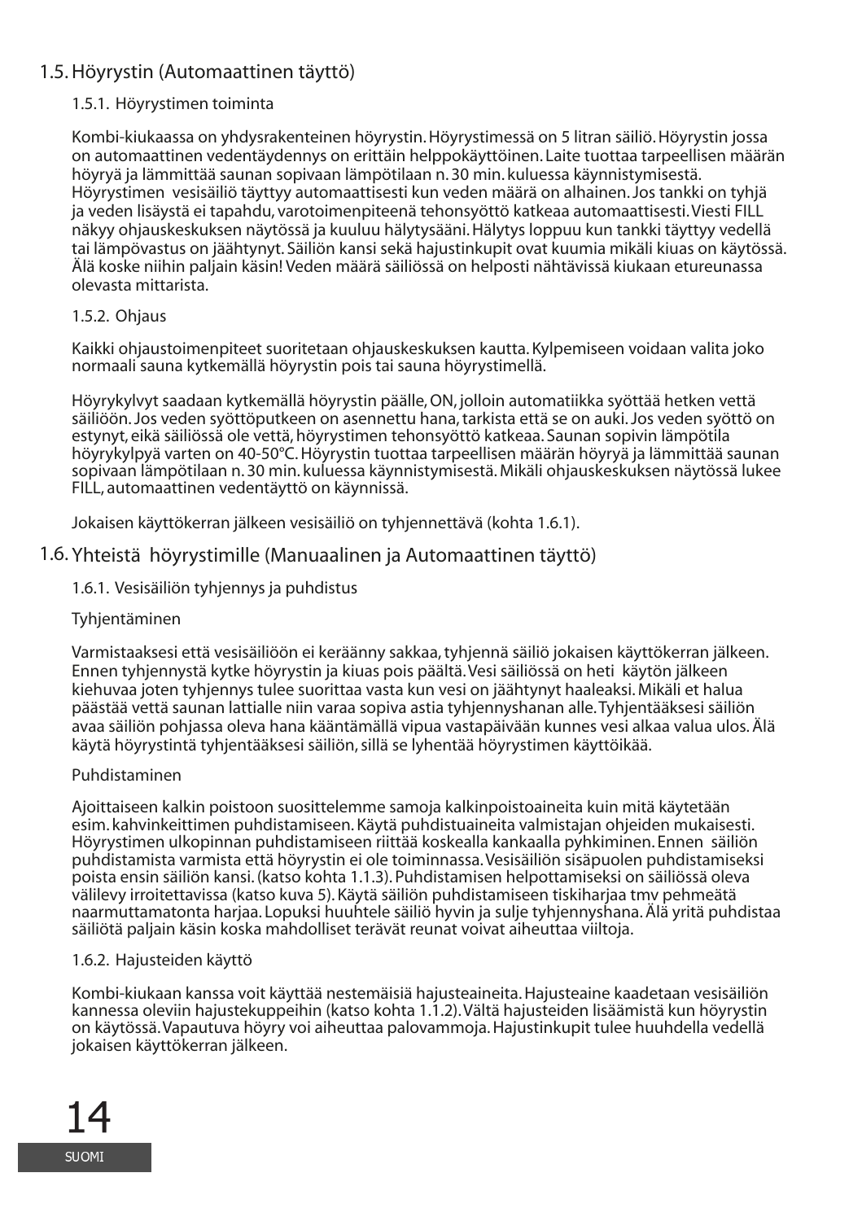## 1.5. Höyrystin (Automaattinen täyttö)

### 1.5.1. Höyrystimen toiminta

Kombi-kiukaassa on yhdysrakenteinen höyrystin. Höyrystimessä on 5 litran säiliö. Höyrystin jossa on automaattinen vedentäydennys on erittäin helppokäyttöinen. Laite tuottaa tarpeellisen määrän höyryä ja lämmittää saunan sopivaan lämpötilaan n. 30 min. kuluessa käynnistymisestä. Höyrystimen vesisäiliö täyttyy automaattisesti kun veden määrä on alhainen. Jos tankki on tyhjä ja veden lisäystä ei tapahdu, varotoimenpiteenä tehonsyöttö katkeaa automaattisesti. Viesti FILL näkyy ohjauskeskuksen näytössä ja kuuluu hälytysääni. Hälytys loppuu kun tankki täyttyy vedellä tai lämpövastus on jäähtynyt. Säiliön kansi sekä hajustinkupit ovat kuumia mikäli kiuas on käytössä. Älä koske niihin paljain käsin! Veden määrä säiliössä on helposti nähtävissä kiukaan etureunassa olevasta mittarista.

### 1.5.2. Ohjaus

Kaikki ohjaustoimenpiteet suoritetaan ohjauskeskuksen kautta. Kylpemiseen voidaan valita joko normaali sauna kytkemällä höyrystin pois tai sauna höyrystimellä.

Höyrykylvyt saadaan kytkemällä höyrystin päälle, ON, jolloin automatiikka syöttää hetken vettä säiliöön. Jos veden syöttöputkeen on asennettu hana, tarkista että se on auki. Jos veden syöttö on estynyt, eikä säiliössä ole vettä, höyrystimen tehonsyöttö katkeaa. Saunan sopivin lämpötila höyrykylpyä varten on 40-50°C. Höyrystin tuottaa tarpeellisen määrän höyryä ja lämmittää saunan sopivaan lämpötilaan n. 30 min. kuluessa käynnistymisestä. Mikäli ohjauskeskuksen näytössä lukee FILL, automaattinen vedentäyttö on käynnissä.

Jokaisen käyttökerran jälkeen vesisäiliö on tyhjennettävä (kohta 1.6.1).

## 1.6. Yhteistä höyrystimille (Manuaalinen ja Automaattinen täyttö)

### 1.6.1. Vesisäiliön tyhjennys ja puhdistus

Tyhjentäminen

Varmistaaksesi että vesisäiliöön ei keräänny sakkaa, tyhjennä säiliö jokaisen käyttökerran jälkeen. Ennen tyhjennystä kytke höyrystin ja kiuas pois päältä. Vesi säiliössä on heti käytön jälkeen kiehuvaa joten tyhjennys tulee suorittaa vasta kun vesi on jäähtynyt haaleaksi. Mikäli et halua päästää vettä saunan lattialle niin varaa sopiva astia tyhjennyshanan alle. Tyhjentääksesi säiliön avaa säiliön pohjassa oleva hana kääntämällä vipua vastapäivään kunnes vesi alkaa valua ulos. Älä käytä höyrystintä tyhjentääksesi säiliön, sillä se lyhentää höyrystimen käyttöikää.

Puhdistaminen

Ajoittaiseen kalkin poistoon suosittelemme samoja kalkinpoistoaineita kuin mitä käytetään esim. kahvinkeittimen puhdistamiseen. Käytä puhdistuaineita valmistajan ohjeiden mukaisesti. Höyrystimen ulkopinnan puhdistamiseen riittää koskealla kankaalla pyhkiminen. Ennen säiliön puhdistamista varmista että höyrystin ei ole toiminnassa. Vesisäiliön sisäpuolen puhdistamiseksi poista ensin säiliön kansi. (katso kohta 1.1.3). Puhdistamisen helpottamiseksi on säiliössä oleva välilevy irroitettavissa (katso kuva 5). Käytä säiliön puhdistamiseen tiskiharjaa tmv pehmeätä naarmuttamatonta harjaa. Lopuksi huuhtele säiliö hyvin ja sulje tyhjennyshana. Älä yritä puhdistaa säiliötä paljain käsin koska mahdolliset terävät reunat voivat aiheuttaa viiltoja.

### 1.6.2. Hajusteiden käyttö

Kombi-kiukaan kanssa voit käyttää nestemäisiä hajusteaineita. Hajusteaine kaadetaan vesisäiliön kannessa oleviin hajustekuppeihin (katso kohta 1.1.2). Vältä hajusteiden lisäämistä kun höyrystin on käytössä. Vapautuva höyry voi aiheuttaa palovammoja. Hajustinkupit tulee huuhdella vedellä jokaisen käyttökerran jälkeen.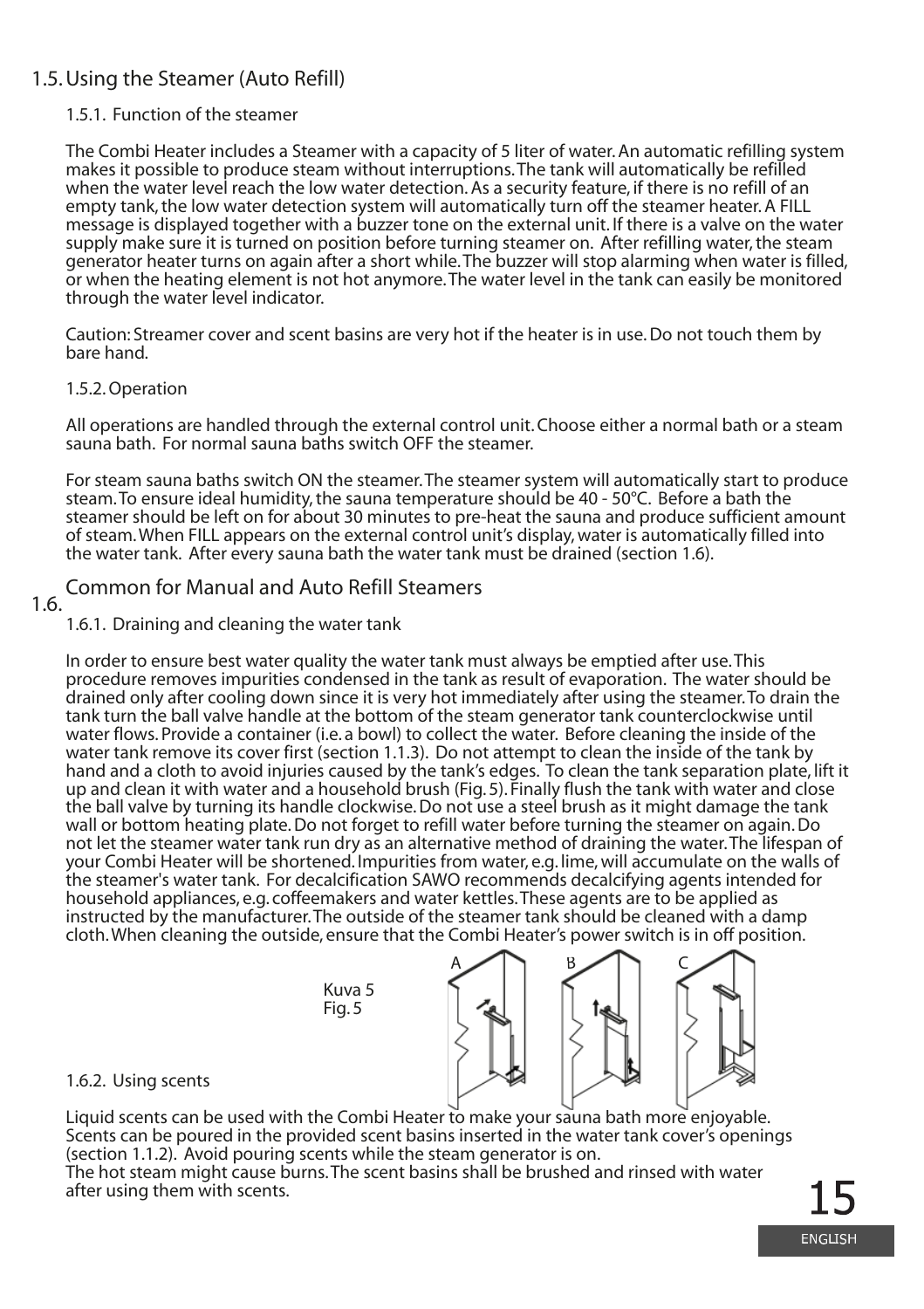## 1.5. Using the Steamer (Auto Refill)

### 1.5.1. Function of the steamer

The Combi Heater includes a Steamer with a capacity of 5 liter of water. An automatic refilling system makes it possible to produce steam without interruptions. The tank will automatically be refilled when the water level reach the low water detection. As a security feature, if there is no refill of an empty tank, the low water detection system will automatically turn off the steamer heater. A FILL message is displayed together with a buzzer tone on the external unit. If there is a valve on the water supply make sure it is turned on position before turning steamer on. After refilling water, the steam generator heater turns on again after a short while. The buzzer will stop alarming when water is filled, or when the heating element is not hot anymore. The water level in the tank can easily be monitored through the water level indicator.

Caution: Streamer cover and scent basins are very hot if the heater is in use. Do not touch them by bare hand.

### 1.5.2. Operation

All operations are handled through the external control unit. Choose either a normal bath or a steam sauna bath. For normal sauna baths switch OFF the steamer.

For steam sauna baths switch ON the steamer. The steamer system will automatically start to produce steam. To ensure ideal humidity, the sauna temperature should be 40 - 50°C. Before a bath the steamer should be left on for about 30 minutes to pre-heat the sauna and produce sufficient amount of steam. When FILL appears on the external control unit's display, water is automatically filled into the water tank. After every sauna bath the water tank must be drained (section 1.6).

## 1.6. Common for Manual and Auto Refill Steamers

### 1.6.1. Draining and cleaning the water tank

In order to ensure best water quality the water tank must always be emptied after use. This procedure removes impurities condensed in the tank as result of evaporation. The water should be drained only after cooling down since it is very hot immediately after using the steamer. To drain the tank turn the ball valve handle at the bottom of the steam generator tank counterclockwise until water flows. Provide a container (i.e. a bowl) to collect the water. Before cleaning the inside of the water tank remove its cover first (section 1.1.3). Do not attempt to clean the inside of the tank by hand and a cloth to avoid injuries caused by the tank's edges. To clean the tank separation plate, lift it up and clean it with water and a household brush (Fig. 5). Finally flush the tank with water and close the ball valve by turning its handle clockwise. Do not use a steel brush as it might damage the tank wall or bottom heating plate. Do not forget to refill water before turning the steamer on again. Do not let the steamer water tank run dry as an alternative method of draining the water. The lifespan of your Combi Heater will be shortened. Impurities from water, e.g. lime, will accumulate on the walls of the steamer's water tank. For decalcification SAWO recommends decalcifying agents intended for household appliances, e.g. coffeemakers and water kettles. These agents are to be applied as instructed by the manufacturer. The outside of the steamer tank should be cleaned with a damp cloth. When cleaning the outside, ensure that the Combi Heater's power switch is in off position.

Kuva 5
Fig. 5

A B C

### 1.6.2. Using scents

Liquid scents can be used with the Combi Heater to make your sauna bath more enjoyable. Scents can be poured in the provided scent basins inserted in the water tank cover's openings (section 1.1.2). Avoid pouring scents while the steam generator is on.
The hot steam might cause burns. The scent basins shall be brushed and rinsed with water after using them with scents.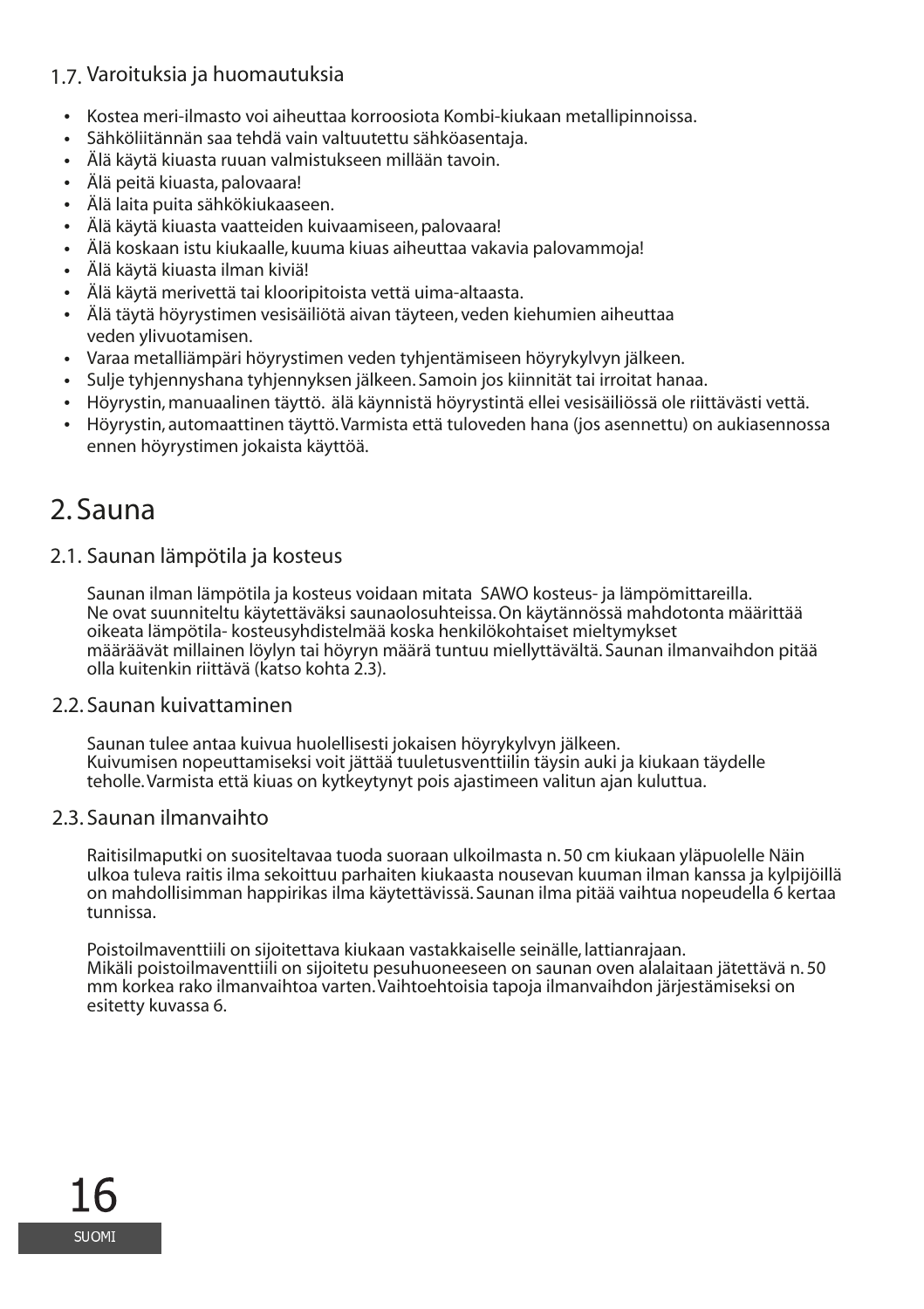### 1.7. Varoituksia ja huomautuksia

- Kostea meri-ilmasto voi aiheuttaa korroosiota Kombi-kiukaan metallipinnoissa.
- Sähköliitännän saa tehdä vain valtuutettu sähköasentaja.
- Älä käytä kiuasta ruuan valmistukseen millään tavoin.
- Älä peitä kiuasta, palovaara!
- Älä laita puita sähkökiukaaseen.
- Älä käytä kiuasta vaatteiden kuivaamiseen, palovaara!
- Älä koskaan istu kiukaalle, kuuma kiuas aiheuttaa vakavia palovammoja!
- Älä käytä kiuasta ilman kiviä!
- Älä käytä merivettä tai klooripitoista vettä uima-altaasta.
- Älä täytä höyrystimen vesisäiliötä aivan täyteen, veden kiehumien aiheuttaa veden ylivuotamisen.
- Varaa metalliämpäri höyrystimen veden tyhjentämiseen höyrykylvyn jälkeen.
- Sulje tyhjennyshana tyhjennyksen jälkeen. Samoin jos kiinnität tai irroitat hanaa.
- Höyrystin, manuaalinen täyttö. älä käynnistä höyrystintä ellei vesisäiliössä ole riittävästi vettä.
- Höyrystin, automaattinen täyttö. Varmista että tuloveden hana (jos asennettu) on aukiasennossa ennen höyrystimen jokaista käyttöä.

# 2. Sauna

### 2.1. Saunan lämpötila ja kosteus

Saunan ilman lämpötila ja kosteus voidaan mitata SAWO kosteus- ja lämpömittareilla. Ne ovat suunniteltu käytettäväksi saunaolosuhteissa. On käytännössä mahdotonta määrittää oikeata lämpötila- kosteusyhdistelmää koska henkilökohtaiset mieltymykset määräävät millainen löylyn tai höyryn määrä tuntuu miellyttävältä. Saunan ilmanvaihdon pitää olla kuitenkin riittävä (katso kohta 2.3).

### 2.2. Saunan kuivattaminen

Saunan tulee antaa kuivua huolellisesti jokaisen höyrykylvyn jälkeen. Kuivumisen nopeuttamiseksi voit jättää tuuletusventtiilin täysin auki ja kiukaan täydelle teholle. Varmista että kiuas on kytkeytynyt pois ajastimeen valitun ajan kuluttua.

### 2.3. Saunan ilmanvaihto

Raitisilmaputki on suositeltavaa tuoda suoraan ulkoilmasta n. 50 cm kiukaan yläpuolelle Näin ulkoa tuleva raitis ilma sekoittuu parhaiten kiukaasta nousevan kuuman ilman kanssa ja kylpijöillä on mahdollisimman happirikas ilma käytettävissä. Saunan ilma pitää vaihtua nopeudella 6 kertaa tunnissa.

Poistoilmaventtiili on sijoitettava kiukaan vastakkaiselle seinälle, lattianrajaan. Mikäli poistoilmaventtiili on sijoitetu pesuhuoneeseen on saunan oven alalaitaan jätettävä n. 50 mm korkea rako ilmanvaihtoa varten. Vaihtoehtoisia tapoja ilmanvaihdon järjestämiseksi on esitetty kuvassa 6.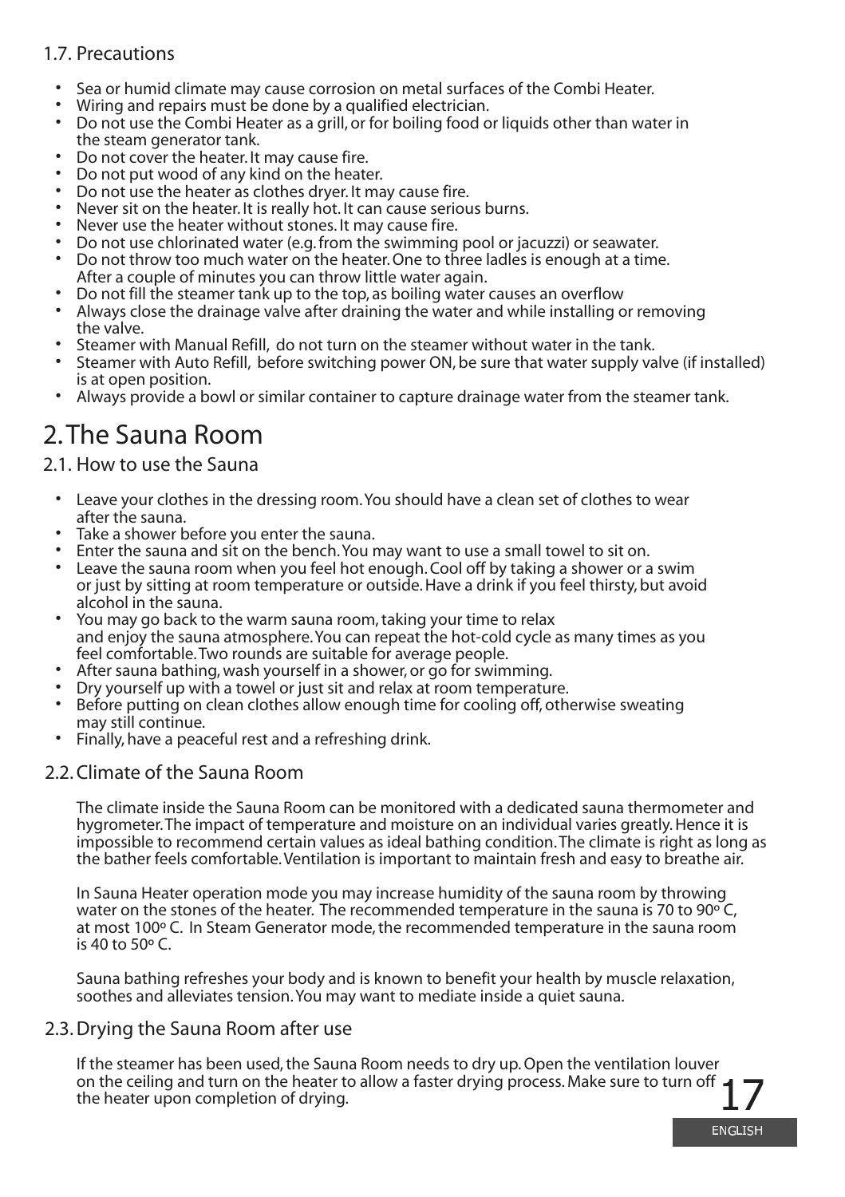### 1.7. Precautions

- Sea or humid climate may cause corrosion on metal surfaces of the Combi Heater.
- Wiring and repairs must be done by a qualified electrician.
- Do not use the Combi Heater as a grill, or for boiling food or liquids other than water in the steam generator tank.
- Do not cover the heater. It may cause fire.
- Do not put wood of any kind on the heater.
- Do not use the heater as clothes dryer. It may cause fire.
- Never sit on the heater. It is really hot. It can cause serious burns.
- Never use the heater without stones. It may cause fire.
- Do not use chlorinated water (e.g. from the swimming pool or jacuzzi) or seawater.
- Do not throw too much water on the heater. One to three ladles is enough at a time. After a couple of minutes you can throw little water again.
- Do not fill the steamer tank up to the top, as boiling water causes an overflow
- Always close the drainage valve after draining the water and while installing or removing the valve.
- Steamer with Manual Refill, do not turn on the steamer without water in the tank.
- Steamer with Auto Refill, before switching power ON, be sure that water supply valve (if installed) is at open position.
- Always provide a bowl or similar container to capture drainage water from the steamer tank.

# 2. The Sauna Room

### 2.1. How to use the Sauna

- Leave your clothes in the dressing room. You should have a clean set of clothes to wear after the sauna.
- Take a shower before you enter the sauna.
- Enter the sauna and sit on the bench. You may want to use a small towel to sit on.
- Leave the sauna room when you feel hot enough. Cool off by taking a shower or a swim or just by sitting at room temperature or outside. Have a drink if you feel thirsty, but avoid alcohol in the sauna.
- You may go back to the warm sauna room, taking your time to relax and enjoy the sauna atmosphere. You can repeat the hot-cold cycle as many times as you feel comfortable. Two rounds are suitable for average people.
- After sauna bathing, wash yourself in a shower, or go for swimming.
- Dry yourself up with a towel or just sit and relax at room temperature.
- Before putting on clean clothes allow enough time for cooling off, otherwise sweating may still continue.
- Finally, have a peaceful rest and a refreshing drink.

### 2.2. Climate of the Sauna Room

The climate inside the Sauna Room can be monitored with a dedicated sauna thermometer and hygrometer. The impact of temperature and moisture on an individual varies greatly. Hence it is impossible to recommend certain values as ideal bathing condition. The climate is right as long as the bather feels comfortable. Ventilation is important to maintain fresh and easy to breathe air.

In Sauna Heater operation mode you may increase humidity of the sauna room by throwing water on the stones of the heater. The recommended temperature in the sauna is 70 to 90º C, at most 100º C. In Steam Generator mode, the recommended temperature in the sauna room is 40 to 50º C.

Sauna bathing refreshes your body and is known to benefit your health by muscle relaxation, soothes and alleviates tension. You may want to mediate inside a quiet sauna.

### 2.3. Drying the Sauna Room after use

If the steamer has been used, the Sauna Room needs to dry up. Open the ventilation louver on the ceiling and turn on the heater to allow a faster drying process. Make sure to turn off the heater upon completion of drying.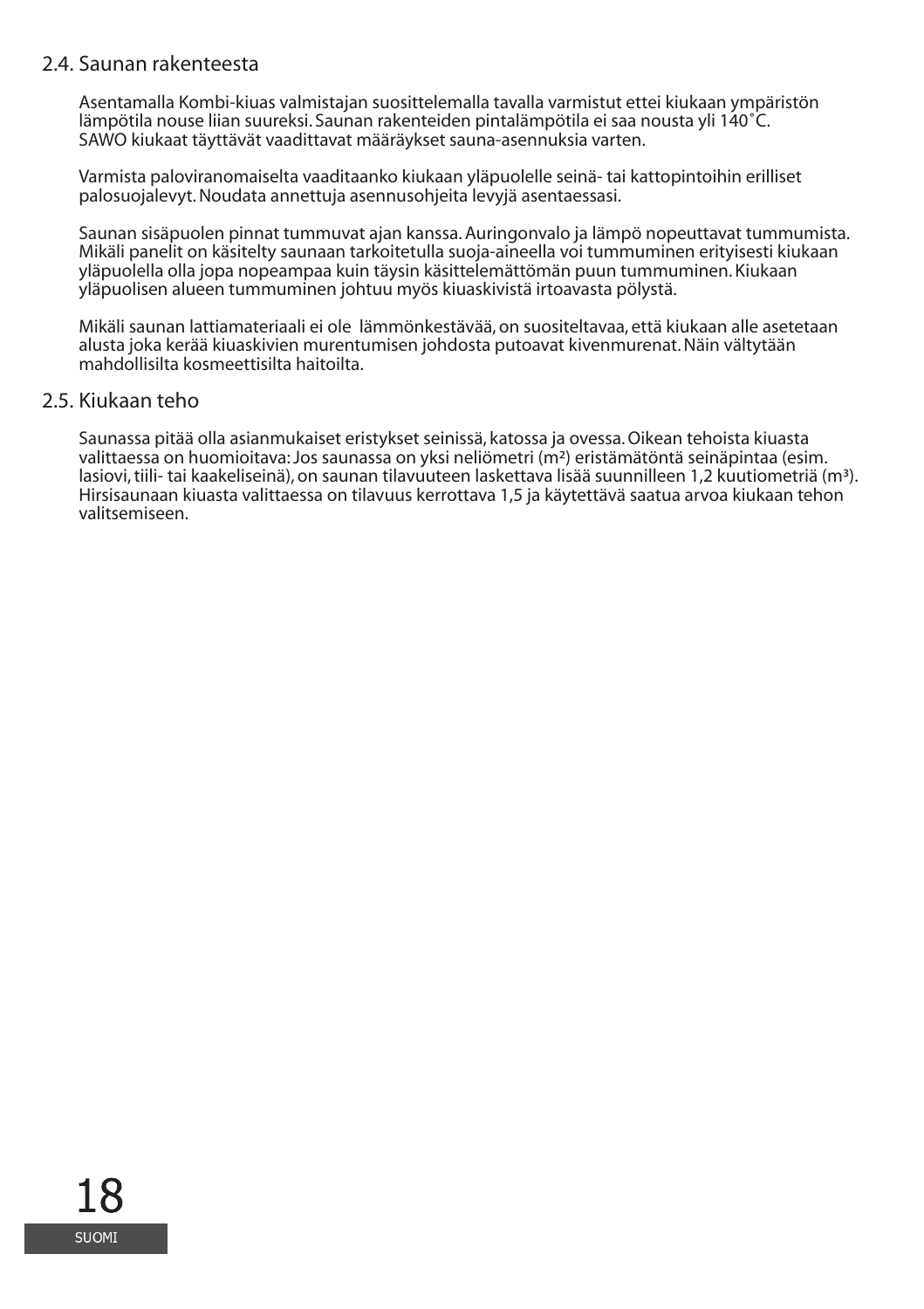## 2.4. Saunan rakenteesta

Asentamalla Kombi-kiuas valmistajan suosittelemalla tavalla varmistut ettei kiukaan ympäristön lämpötila nouse liian suureksi. Saunan rakenteiden pintalämpötila ei saa nousta yli 140˚C. SAWO kiukaat täyttävät vaadittavat määräykset sauna-asennuksia varten.

Varmista paloviranomaiselta vaaditaanko kiukaan yläpuolelle seinä- tai kattopintoihin erilliset palosuojalevyt. Noudata annettuja asennusohjeita levyjä asentaessasi.

Saunan sisäpuolen pinnat tummuvat ajan kanssa. Auringonvalo ja lämpö nopeuttavat tummumista. Mikäli panelit on käsitelty saunaan tarkoitetulla suoja-aineella voi tummuminen erityisesti kiukaan yläpuolella olla jopa nopeampaa kuin täysin käsittelemättömän puun tummuminen. Kiukaan yläpuolisen alueen tummuminen johtuu myös kiuaskivistä irtoavasta pölystä.

Mikäli saunan lattiamateriaali ei ole lämmönkestävää, on suositeltavaa, että kiukaan alle asetetaan alusta joka kerää kiuaskivien murentumisen johdosta putoavat kivenmurenat. Näin vältytään mahdollisilta kosmeettisilta haitoilta.

## 2.5. Kiukaan teho

Saunassa pitää olla asianmukaiset eristykset seinissä, katossa ja ovessa. Oikean tehoista kiuasta valittaessa on huomioitava: Jos saunassa on yksi neliömetri ($m^2$) eristämätöntä seinäpintaa (esim. lasiovi, tiili- tai kaakeliseinä), on saunan tilavuuteen laskettava lisää suunnilleen 1,2 kuutiometriä ($m^3$). Hirsisaunaan kiuasta valittaessa on tilavuus kerrottava 1,5 ja käytettävä saatua arvoa kiukaan tehon valitsemiseen.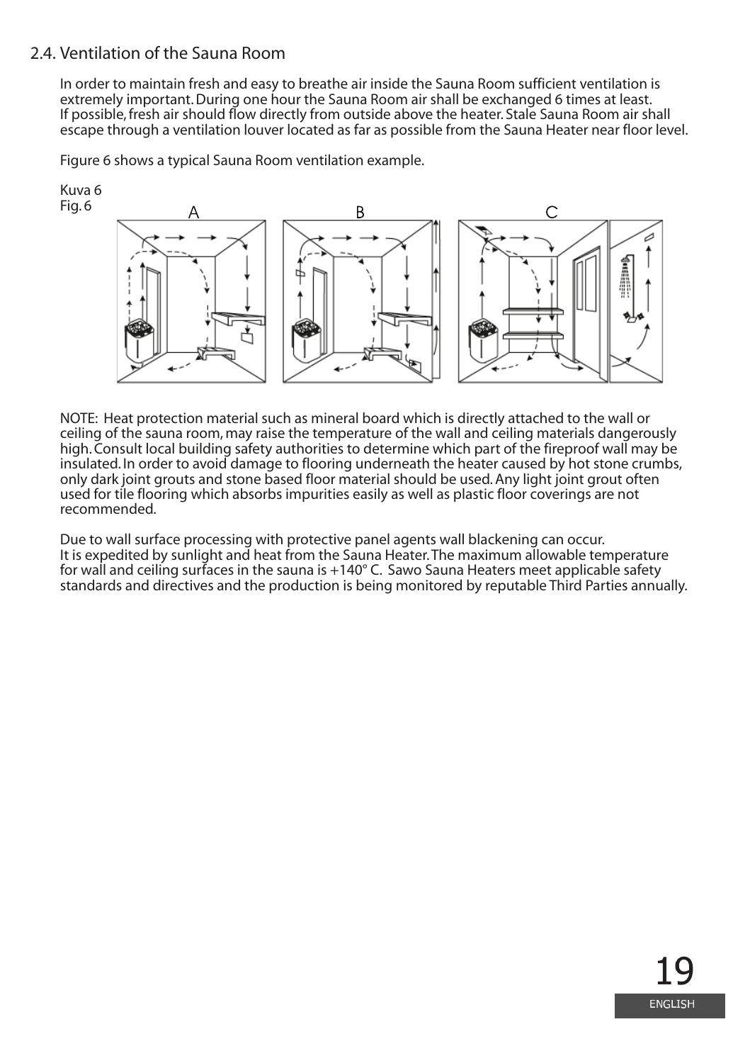## 2.4. Ventilation of the Sauna Room

In order to maintain fresh and easy to breathe air inside the Sauna Room sufficient ventilation is extremely important. During one hour the Sauna Room air shall be exchanged 6 times at least. If possible, fresh air should flow directly from outside above the heater. Stale Sauna Room air shall escape through a ventilation louver located as far as possible from the Sauna Heater near floor level.

Figure 6 shows a typical Sauna Room ventilation example.

Kuva 6
Fig. 6

A B C

NOTE: Heat protection material such as mineral board which is directly attached to the wall or ceiling of the sauna room, may raise the temperature of the wall and ceiling materials dangerously high. Consult local building safety authorities to determine which part of the fireproof wall may be insulated. In order to avoid damage to flooring underneath the heater caused by hot stone crumbs, only dark joint grouts and stone based floor material should be used. Any light joint grout often used for tile flooring which absorbs impurities easily as well as plastic floor coverings are not recommended.

Due to wall surface processing with protective panel agents wall blackening can occur. It is expedited by sunlight and heat from the Sauna Heater. The maximum allowable temperature for wall and ceiling surfaces in the sauna is +140° C. Sawo Sauna Heaters meet applicable safety standards and directives and the production is being monitored by reputable Third Parties annually.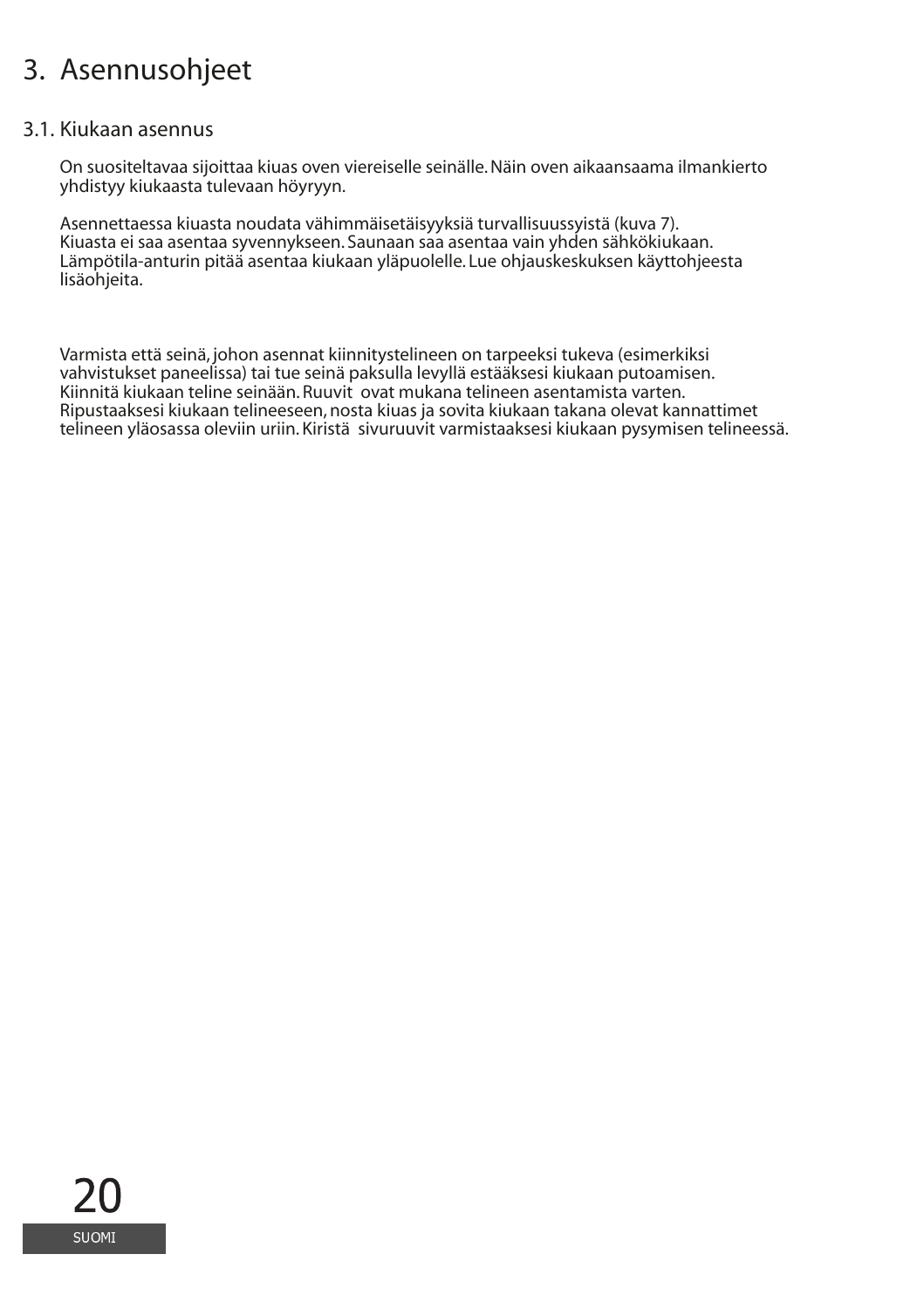# 3. Asennusohjeet

## 3.1. Kiukaan asennus

On suositeltavaa sijoittaa kiuas oven viereiselle seinälle. Näin oven aikaansaama ilmankierto yhdistyy kiukaasta tulevaan höyryyn.

Asennettaessa kiuasta noudata vähimmäisetäisyyksiä turvallisuussyistä (kuva 7).
Kiuasta ei saa asentaa syvennykseen. Saunaan saa asentaa vain yhden sähkökiukaan.
Lämpötila-anturin pitää asentaa kiukaan yläpuolelle. Lue ohjauskeskuksen käyttohjeesta lisäohjeita.

Varmista että seinä, johon asennat kiinnitystelineen on tarpeeksi tukeva (esimerkiksi vahvistukset paneelissa) tai tue seinä paksulla levyllä estääksesi kiukaan putoamisen.
Kiinnitä kiukaan teline seinään. Ruuvit ovat mukana telineen asentamista varten.
Ripustaaksesi kiukaan telineeseen, nosta kiuas ja sovita kiukaan takana olevat kannattimet telineen yläosassa oleviin uriin. Kiristä sivuruuvit varmistaaksesi kiukaan pysymisen telineessä.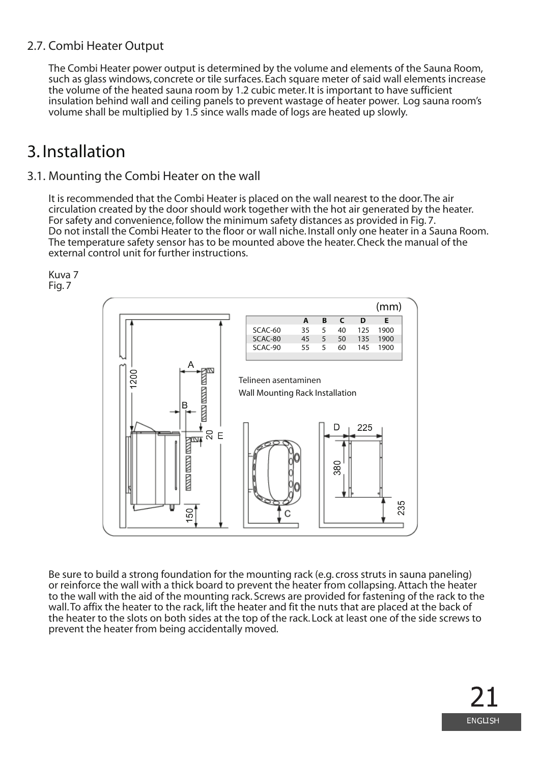2.7. Combi Heater Output

The Combi Heater power output is determined by the volume and elements of the Sauna Room, such as glass windows, concrete or tile surfaces. Each square meter of said wall elements increase the volume of the heated sauna room by 1.2 cubic meter. It is important to have sufficient insulation behind wall and ceiling panels to prevent wastage of heater power. Log sauna room's volume shall be multiplied by 1.5 since walls made of logs are heated up slowly.

# 3. Installation

## 3.1. Mounting the Combi Heater on the wall

It is recommended that the Combi Heater is placed on the wall nearest to the door. The air circulation created by the door should work together with the hot air generated by the heater. For safety and convenience, follow the minimum safety distances as provided in Fig. 7.
Do not install the Combi Heater to the floor or wall niche. Install only one heater in a Sauna Room. The temperature safety sensor has to be mounted above the heater. Check the manual of the external control unit for further instructions.

Kuva 7
Fig. 7

(mm)

| | A | B | C | D | E |
|---|---|---|---|---|---|
| SCAC-60 | 35 | 5 | 40 | 125 | 1900 |
| SCAC-80 | 45 | 5 | 50 | 135 | 1900 |
| SCAC-90 | 55 | 5 | 60 | 145 | 1900 |

Telineen asentaminen
Wall Mounting Rack Installation

Be sure to build a strong foundation for the mounting rack (e.g. cross struts in sauna paneling) or reinforce the wall with a thick board to prevent the heater from collapsing. Attach the heater to the wall with the aid of the mounting rack. Screws are provided for fastening of the rack to the wall. To affix the heater to the rack, lift the heater and fit the nuts that are placed at the back of the heater to the slots on both sides at the top of the rack. Lock at least one of the side screws to prevent the heater from being accidentally moved.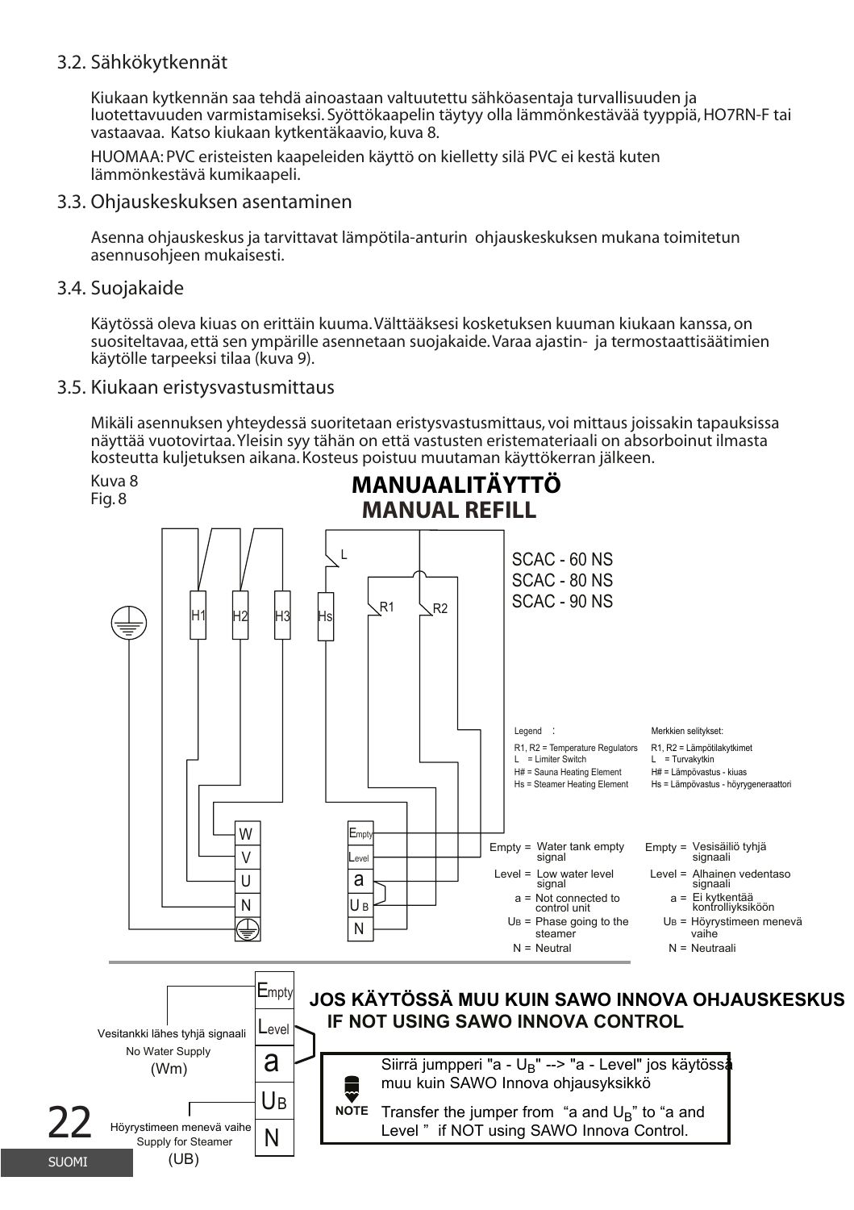### 3.2. Sähkökytkennät

Kiukaan kytkennän saa tehdä ainoastaan valtuutettu sähköasentaja turvallisuuden ja luotettavuuden varmistamiseksi. Syöttökaapelin täytyy olla lämmönkestävää tyyppiä, HO7RN-F tai vastaavaa. Katso kiukaan kytkentäkaavio, kuva 8.

HUOMAA: PVC eristeisten kaapeleiden käyttö on kielletty silä PVC ei kestä kuten lämmönkestävä kumikaapeli.

### 3.3. Ohjauskeskuksen asentaminen

Asenna ohjauskeskus ja tarvittavat lämpötila-anturin ohjauskeskuksen mukana toimitetun asennusohjeen mukaisesti.

### 3.4. Suojakaide

Käytössä oleva kiuas on erittäin kuuma. Välttääksesi kosketuksen kuuman kiukaan kanssa, on suositeltavaa, että sen ympärille asennetaan suojakaide. Varaa ajastin- ja termostaattisäätimien käytölle tarpeeksi tilaa (kuva 9).

### 3.5. Kiukaan eristysvastusmittaus

Mikäli asennuksen yhteydessä suoritetaan eristysvastusmittaus, voi mittaus joissakin tapauksissa näyttää vuotovirtaa. Yleisin syy tähän on että vastusten eristemateriaali on absorboinut ilmasta kosteutta kuljetuksen aikana. Kosteus poistuu muutaman käyttökerran jälkeen.

Kuva 8
Fig. 8

**MANUAALITÄYTTÖ**
**MANUAL REFILL**

SCAC - 60 NS
SCAC - 80 NS
SCAC - 90 NS

H1 H2 H3 Hs L R1 R2

W V U N

Empty Level a $U_B$ N

| Legend: | Merkkien selitykset: |
|---|---|
| R1, R2 = Temperature Regulators | R1, R2 = Lämpötilakytkimet |
| L = Limiter Switch | L = Turvakytkin |
| H# = Sauna Heating Element | H# = Lämpövastus - kiuas |
| Hs = Steamer Heating Element | Hs = Lämpövastus - höyrygeneraattori |
| Empty = Water tank empty signal | Empty = Vesisäiliö tyhjä signaali |
| Level = Low water level signal | Level = Alhainen vedentaso signaali |
| a = Not connected to control unit | a = Ei kytkentää kontrolliyksikööön |
| $U_B$ = Phase going to the steamer | $U_B$ = Höyrystimeen menevä vaihe |
| N = Neutral | N = Neutraali |

**JOS KÄYTÖSSÄ MUU KUIN SAWO INNOVA OHJAUSKESKUS**
**IF NOT USING SAWO INNOVA CONTROL**

Empty
Level
a
$U_B$
N

Vesitankki lähes tyhjä signaali
No Water Supply
(Wm)

Höyrystimeen menevä vaihe
Supply for Steamer
(UB)

NOTE

Siirrä jumpperi "a - $U_B$" --> "a - Level" jos käytössä muu kuin SAWO Innova ohjausyksikkö

Transfer the jumper from "a and $U_B$" to "a and Level" if NOT using SAWO Innova Control.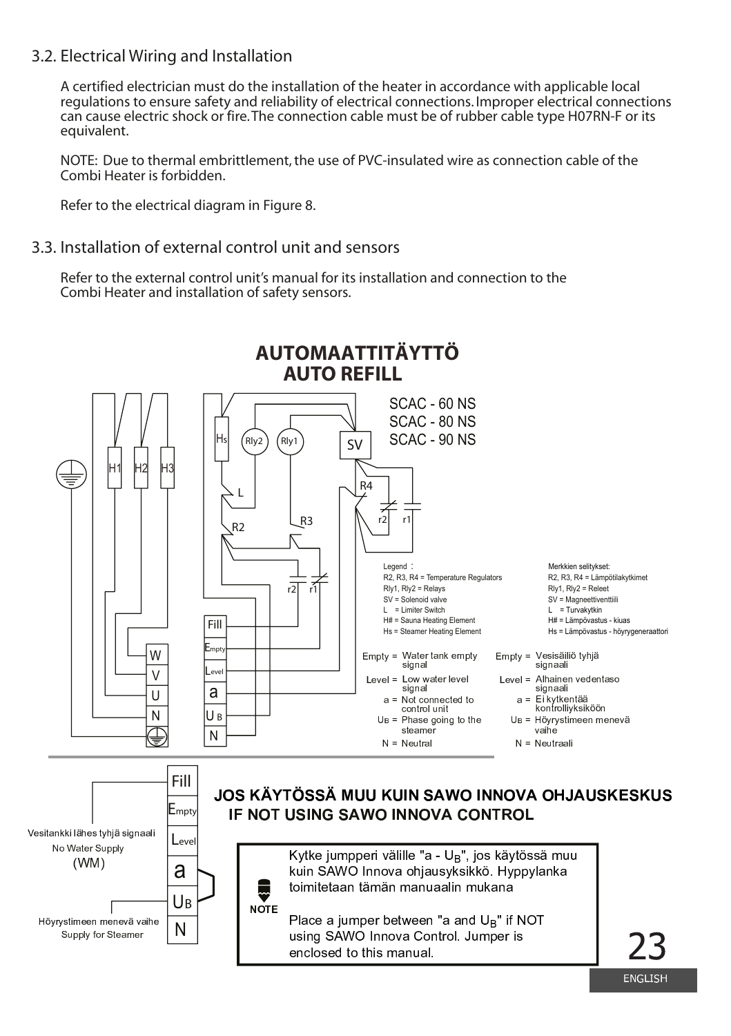## 3.2. Electrical Wiring and Installation

A certified electrician must do the installation of the heater in accordance with applicable local regulations to ensure safety and reliability of electrical connections. Improper electrical connections can cause electric shock or fire. The connection cable must be of rubber cable type H07RN-F or its equivalent.

NOTE: Due to thermal embrittlement, the use of PVC-insulated wire as connection cable of the Combi Heater is forbidden.

Refer to the electrical diagram in Figure 8.

## 3.3. Installation of external control unit and sensors

Refer to the external control unit's manual for its installation and connection to the Combi Heater and installation of safety sensors.

**AUTOMAATTITÄYTTÖ**
**AUTO REFILL**

SCAC - 60 NS
SCAC - 80 NS
SCAC - 90 NS

Legend:
- R2, R3, R4 = Temperature Regulators
- Rly1, Rly2 = Relays
- SV = Solenoid valve
- L = Limiter Switch
- H# = Sauna Heating Element
- Hs = Steamer Heating Element

Merkkien selitykset:
- R2, R3, R4 = Lämpötilakytkimet
- Rly1, Rly2 = Releet
- SV = Magneettiventtiili
- L = Turvakytkin
- H# = Lämpövastus - kiuas
- Hs = Lämpövastus - höyrygeneraattori

- Empty = Water tank empty signal
- Level = Low water level signal
- a = Not connected to control unit
- $U_B$ = Phase going to the steamer
- N = Neutral

- Empty = Vesisäiliö tyhjä signaali
- Level = Alhainen vedentaso signaali
- a = Ei kytkentää kontrolliyksiköön
- $U_B$ = Höyrystimeen menevä vaihe
- N = Neutraali

**JOS KÄYTÖSSÄ MUU KUIN SAWO INNOVA OHJAUSKESKUS**
**IF NOT USING SAWO INNOVA CONTROL**

Vesitankki lähes tyhjä signaali
No Water Supply
(WM)

Höyrystimeen menevä vaihe
Supply for Steamer

**NOTE**

Kytke jumpperi välille "a - $U_B$", jos käytössä muu kuin SAWO Innova ohjausyksikkö. Hyppylanka toimitetaan tämän manuaalin mukana

Place a jumper between "a and $U_B$" if NOT using SAWO Innova Control. Jumper is enclosed to this manual.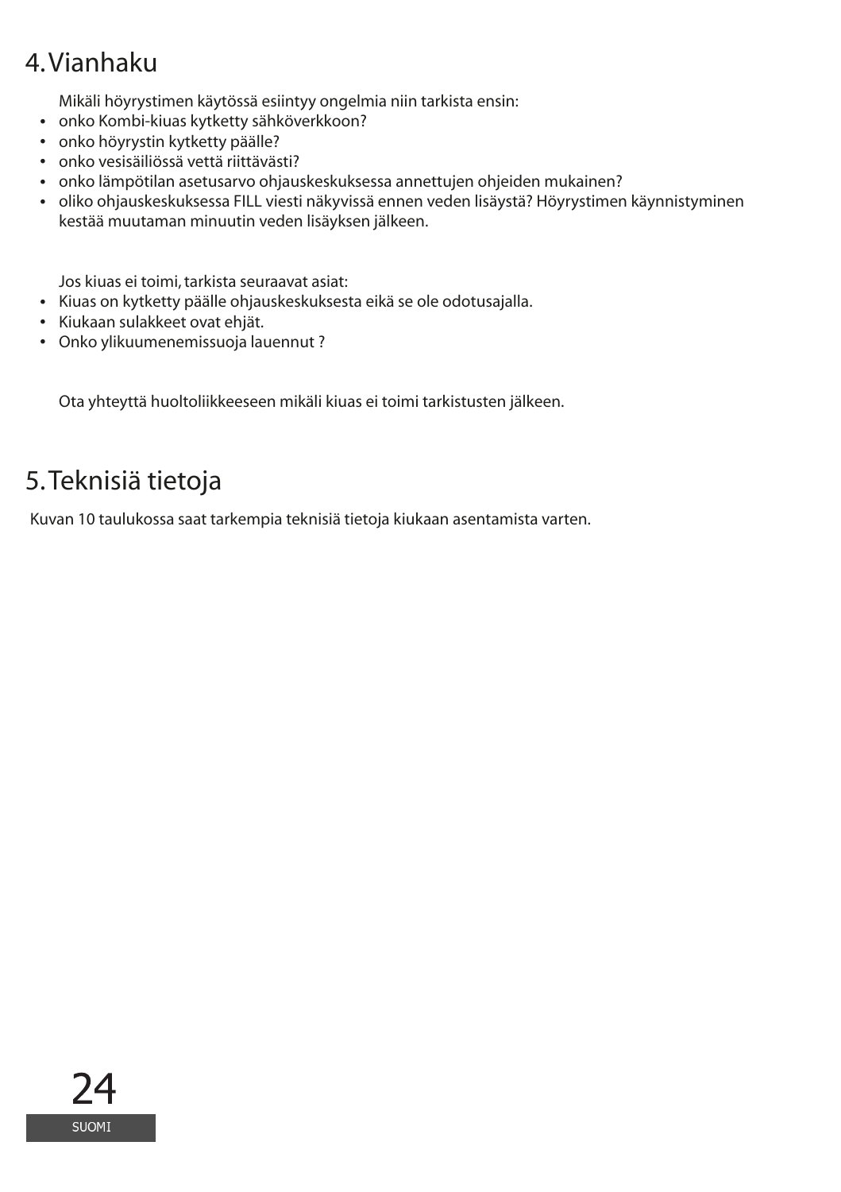## 4. Vianhaku

Mikäli höyrystimen käytössä esiintyy ongelmia niin tarkista ensin:

- onko Kombi-kiuas kytketty sähköverkkoon?
- onko höyrystin kytketty päälle?
- onko vesisäiliössä vettä riittävästi?
- onko lämpötilan asetusarvo ohjauskeskuksessa annettujen ohjeiden mukainen?
- oliko ohjauskeskuksessa FILL viesti näkyvissä ennen veden lisäystä? Höyrystimen käynnistyminen kestää muutaman minuutin veden lisäyksen jälkeen.

Jos kiuas ei toimi, tarkista seuraavat asiat:

- Kiuas on kytketty päälle ohjauskeskuksesta eikä se ole odotusajalla.
- Kiukaan sulakkeet ovat ehjät.
- Onko ylikuumenemissuoja lauennut ?

Ota yhteyttä huoltoliikkeeseen mikäli kiuas ei toimi tarkistusten jälkeen.

## 5. Teknisiä tietoja

Kuvan 10 taulukossa saat tarkempia teknisiä tietoja kiukaan asentamista varten.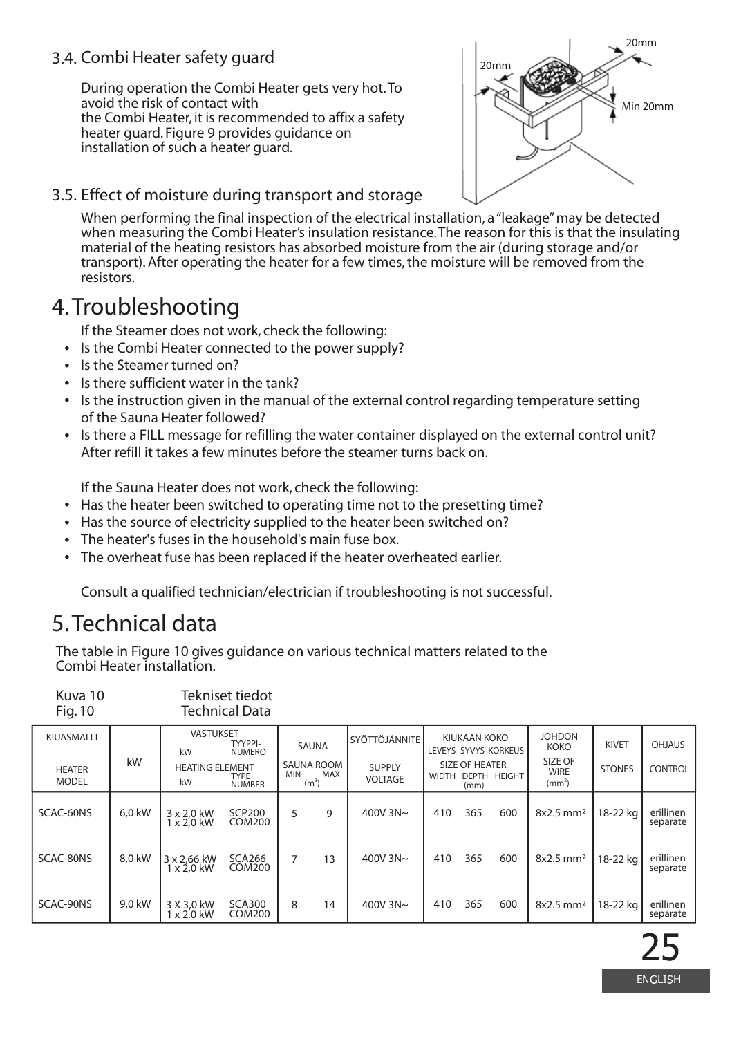### 3.4. Combi Heater safety guard

During operation the Combi Heater gets very hot. To avoid the risk of contact with the Combi Heater, it is recommended to affix a safety heater guard. Figure 9 provides guidance on installation of such a heater guard.

### 3.5. Effect of moisture during transport and storage

When performing the final inspection of the electrical installation, a "leakage" may be detected when measuring the Combi Heater's insulation resistance. The reason for this is that the insulating material of the heating resistors has absorbed moisture from the air (during storage and/or transport). After operating the heater for a few times, the moisture will be removed from the resistors.

# 4. Troubleshooting

If the Steamer does not work, check the following:

- Is the Combi Heater connected to the power supply?
- Is the Steamer turned on?
- Is there sufficient water in the tank?
- Is the instruction given in the manual of the external control regarding temperature setting of the Sauna Heater followed?
- Is there a FILL message for refilling the water container displayed on the external control unit? After refill it takes a few minutes before the steamer turns back on.

If the Sauna Heater does not work, check the following:

- Has the heater been switched to operating time not to the presetting time?
- Has the source of electricity supplied to the heater been switched on?
- The heater's fuses in the household's main fuse box.
- The overheat fuse has been replaced if the heater overheated earlier.

Consult a qualified technician/electrician if troubleshooting is not successful.

# 5. Technical data

The table in Figure 10 gives guidance on various technical matters related to the Combi Heater installation.

Kuva 10 Tekniset tiedot
Fig. 10 Technical Data

| KIUASMALLI / HEATER MODEL | kW | VASTUKSET / HEATING ELEMENT kW | TYYPPI-NUMERO / TYPE NUMBER | SAUNA / SAUNA ROOM MIN (m³) | MAX (m³) | SYÖTTÖJÄNNITE / SUPPLY VOLTAGE | KIUKAAN KOKO / SIZE OF HEATER LEVEYS / WIDTH (mm) | SYVYS / DEPTH (mm) | KORKEUS / HEIGHT (mm) | JOHDON KOKO / SIZE OF WIRE (mm²) | KIVET / STONES | OHJAUS / CONTROL |
|---|---|---|---|---|---|---|---|---|---|---|---|---|
| SCAC-60NS | 6,0 kW | 3 x 2,0 kW<br>1 x 2,0 kW | SCP200<br>COM200 | 5 | 9 | 400V 3N~ | 410 | 365 | 600 | 8x2.5 mm² | 18-22 kg | erillinen<br>separate |
| SCAC-80NS | 8,0 kW | 3 x 2,66 kW<br>1 x 2,0 kW | SCA266<br>COM200 | 7 | 13 | 400V 3N~ | 410 | 365 | 600 | 8x2.5 mm² | 18-22 kg | erillinen<br>separate |
| SCAC-90NS | 9,0 kW | 3 X 3,0 kW<br>1 x 2,0 kW | SCA300<br>COM200 | 8 | 14 | 400V 3N~ | 410 | 365 | 600 | 8x2.5 mm² | 18-22 kg | erillinen<br>separate |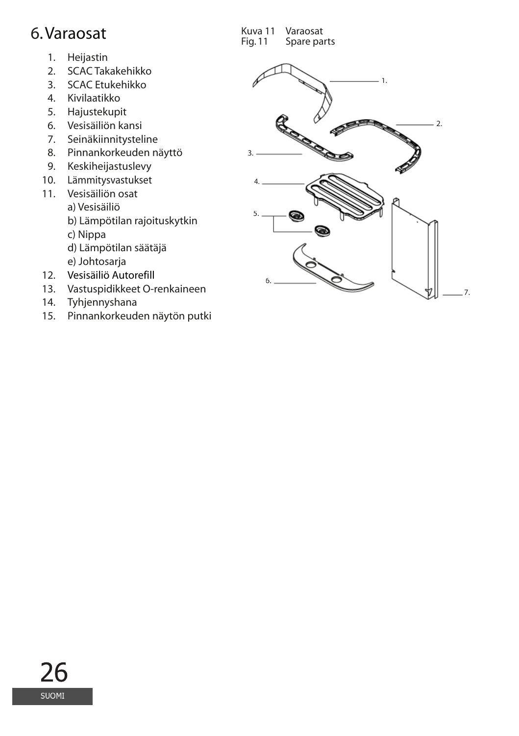# 6. Varaosat

1. Heijastin
2. SCAC Takakehikko
3. SCAC Etukehikko
4. Kivilaatikko
5. Hajustekupit
6. Vesisäiliön kansi
7. Seinäkiinnitysteline
8. Pinnankorkeuden näyttö
9. Keskiheijastuslevy
10. Lämmitysvastukset
11. Vesisäiliön osat
    a) Vesisäiliö
    b) Lämpötilan rajoituskytkin
    c) Nippa
    d) Lämpötilan säätäjä
    e) Johtosarja
12. Vesisäiliö Autorefill
13. Vastuspidikkeet O-renkaineen
14. Tyhjennyshana
15. Pinnankorkeuden näytön putki

Kuva 11 Varaosat
Fig. 11 Spare parts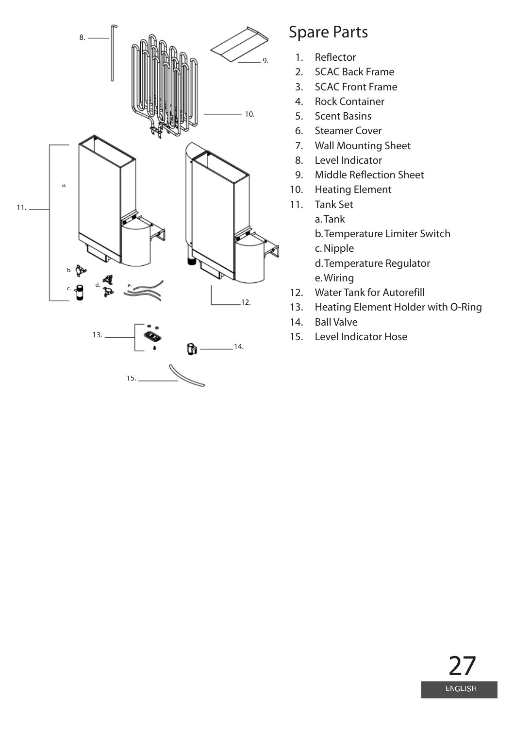# Spare Parts

1. Reflector
2. SCAC Back Frame
3. SCAC Front Frame
4. Rock Container
5. Scent Basins
6. Steamer Cover
7. Wall Mounting Sheet
8. Level Indicator
9. Middle Reflection Sheet
10. Heating Element
11. Tank Set
    a. Tank
    b. Temperature Limiter Switch
    c. Nipple
    d. Temperature Regulator
    e. Wiring
12. Water Tank for Autorefill
13. Heating Element Holder with O-Ring
14. Ball Valve
15. Level Indicator Hose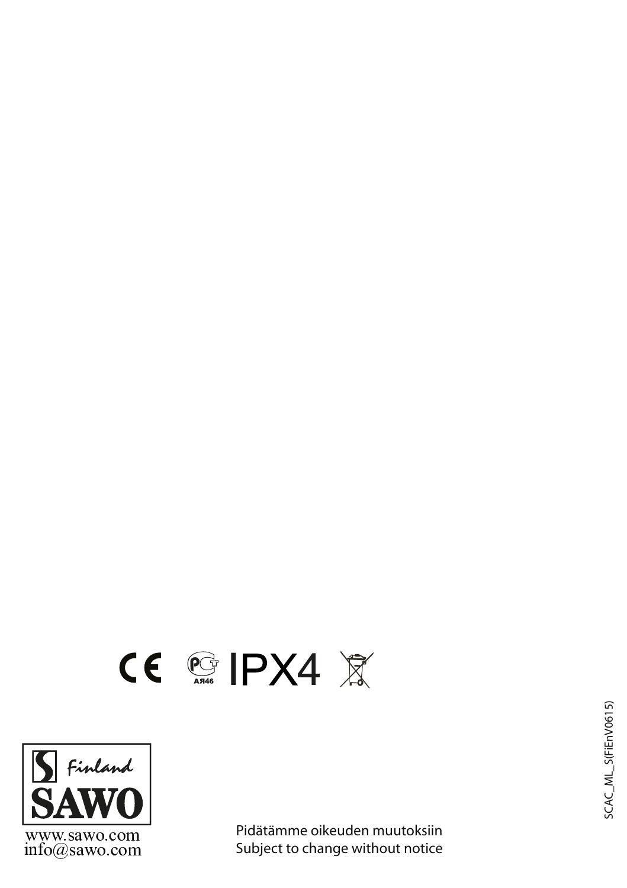CE IPX4

Finland

SAWO

www.sawo.com
info@sawo.com

Pidätämme oikeuden muutoksiin
Subject to change without notice

SCAC_ML_S(FiEnV0615)